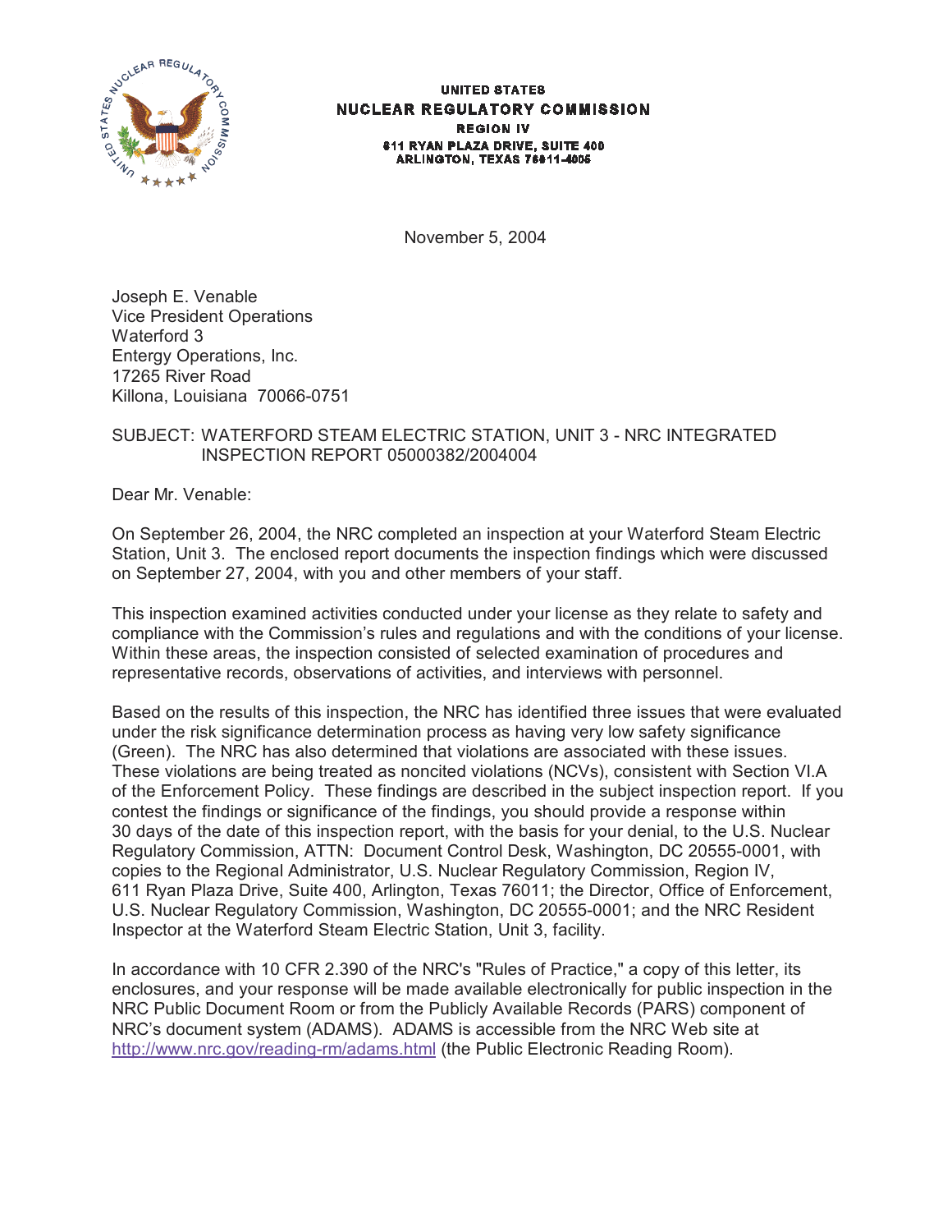UNITED STATES
**NUCLEAR REGULATORY COMMISSION**
REGION IV
611 RYAN PLAZA DRIVE, SUITE 400
ARLINGTON, TEXAS 76011-4005

November 5, 2004

Joseph E. Venable
Vice President Operations
Waterford 3
Entergy Operations, Inc.
17265 River Road
Killona, Louisiana 70066-0751

SUBJECT: WATERFORD STEAM ELECTRIC STATION, UNIT 3 - NRC INTEGRATED INSPECTION REPORT 05000382/2004004

Dear Mr. Venable:

On September 26, 2004, the NRC completed an inspection at your Waterford Steam Electric Station, Unit 3. The enclosed report documents the inspection findings which were discussed on September 27, 2004, with you and other members of your staff.

This inspection examined activities conducted under your license as they relate to safety and compliance with the Commission's rules and regulations and with the conditions of your license. Within these areas, the inspection consisted of selected examination of procedures and representative records, observations of activities, and interviews with personnel.

Based on the results of this inspection, the NRC has identified three issues that were evaluated under the risk significance determination process as having very low safety significance (Green). The NRC has also determined that violations are associated with these issues. These violations are being treated as noncited violations (NCVs), consistent with Section VI.A of the Enforcement Policy. These findings are described in the subject inspection report. If you contest the findings or significance of the findings, you should provide a response within 30 days of the date of this inspection report, with the basis for your denial, to the U.S. Nuclear Regulatory Commission, ATTN: Document Control Desk, Washington, DC 20555-0001, with copies to the Regional Administrator, U.S. Nuclear Regulatory Commission, Region IV, 611 Ryan Plaza Drive, Suite 400, Arlington, Texas 76011; the Director, Office of Enforcement, U.S. Nuclear Regulatory Commission, Washington, DC 20555-0001; and the NRC Resident Inspector at the Waterford Steam Electric Station, Unit 3, facility.

In accordance with 10 CFR 2.390 of the NRC's "Rules of Practice," a copy of this letter, its enclosures, and your response will be made available electronically for public inspection in the NRC Public Document Room or from the Publicly Available Records (PARS) component of NRC's document system (ADAMS). ADAMS is accessible from the NRC Web site at http://www.nrc.gov/reading-rm/adams.html (the Public Electronic Reading Room).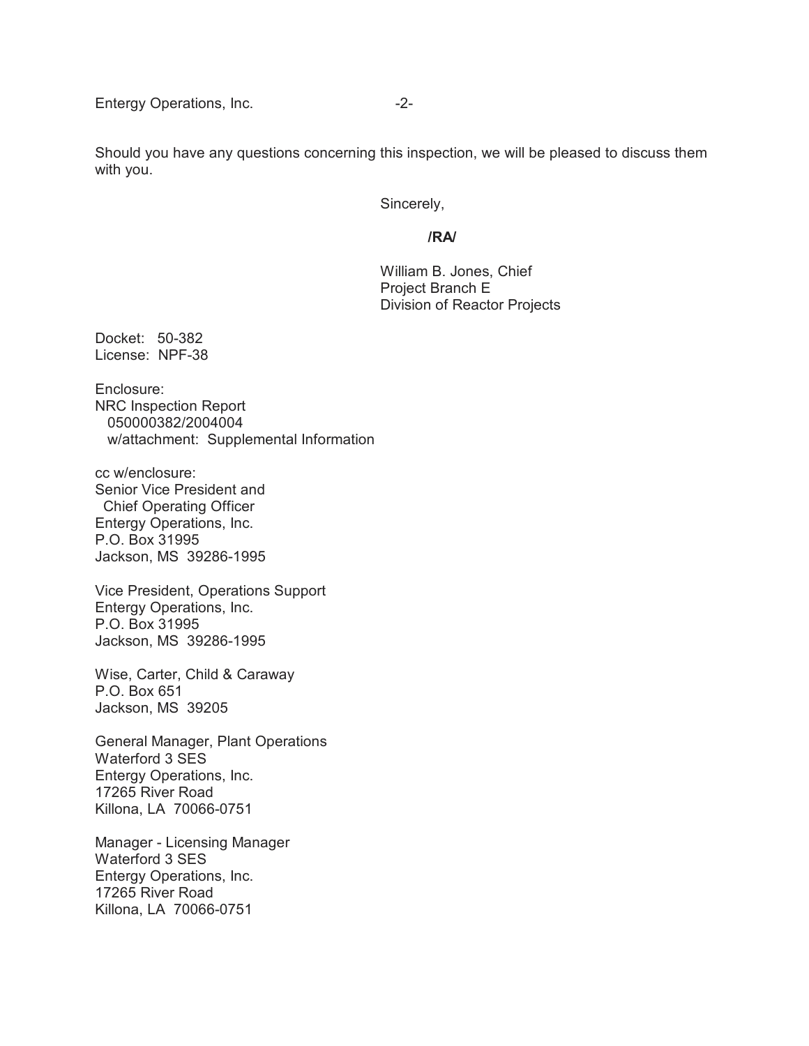Should you have any questions concerning this inspection, we will be pleased to discuss them with you.

Sincerely,

**/RA/**

William B. Jones, Chief
Project Branch E
Division of Reactor Projects

Docket: 50-382
License: NPF-38

Enclosure:
NRC Inspection Report
050000382/2004004
w/attachment: Supplemental Information

cc w/enclosure:
Senior Vice President and
Chief Operating Officer
Entergy Operations, Inc.
P.O. Box 31995
Jackson, MS 39286-1995

Vice President, Operations Support
Entergy Operations, Inc.
P.O. Box 31995
Jackson, MS 39286-1995

Wise, Carter, Child & Caraway
P.O. Box 651
Jackson, MS 39205

General Manager, Plant Operations
Waterford 3 SES
Entergy Operations, Inc.
17265 River Road
Killona, LA 70066-0751

Manager - Licensing Manager
Waterford 3 SES
Entergy Operations, Inc.
17265 River Road
Killona, LA 70066-0751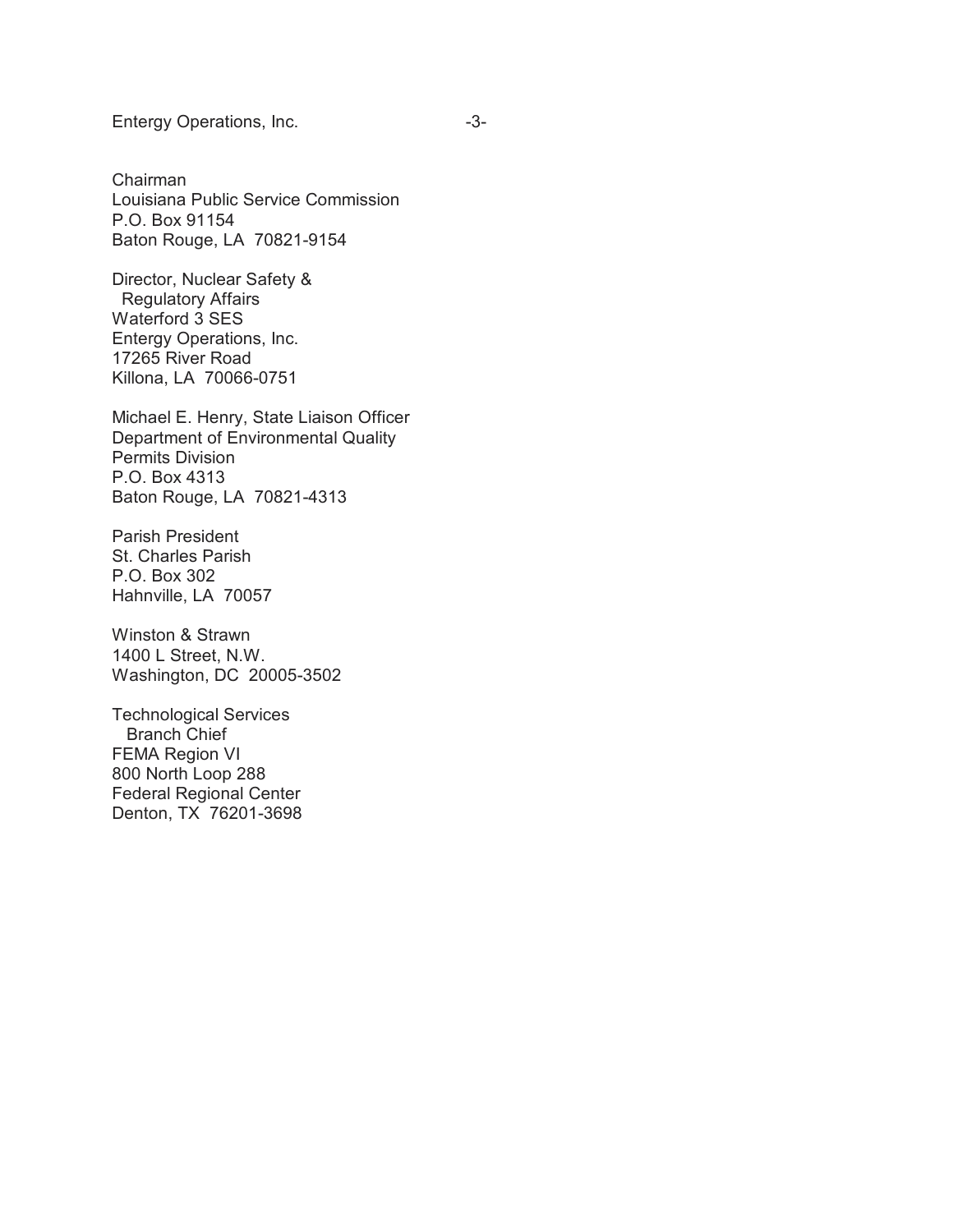Chairman
Louisiana Public Service Commission
P.O. Box 91154
Baton Rouge, LA 70821-9154

Director, Nuclear Safety &
Regulatory Affairs
Waterford 3 SES
Entergy Operations, Inc.
17265 River Road
Killona, LA 70066-0751

Michael E. Henry, State Liaison Officer
Department of Environmental Quality
Permits Division
P.O. Box 4313
Baton Rouge, LA 70821-4313

Parish President
St. Charles Parish
P.O. Box 302
Hahnville, LA 70057

Winston & Strawn
1400 L Street, N.W.
Washington, DC 20005-3502

Technological Services
Branch Chief
FEMA Region VI
800 North Loop 288
Federal Regional Center
Denton, TX 76201-3698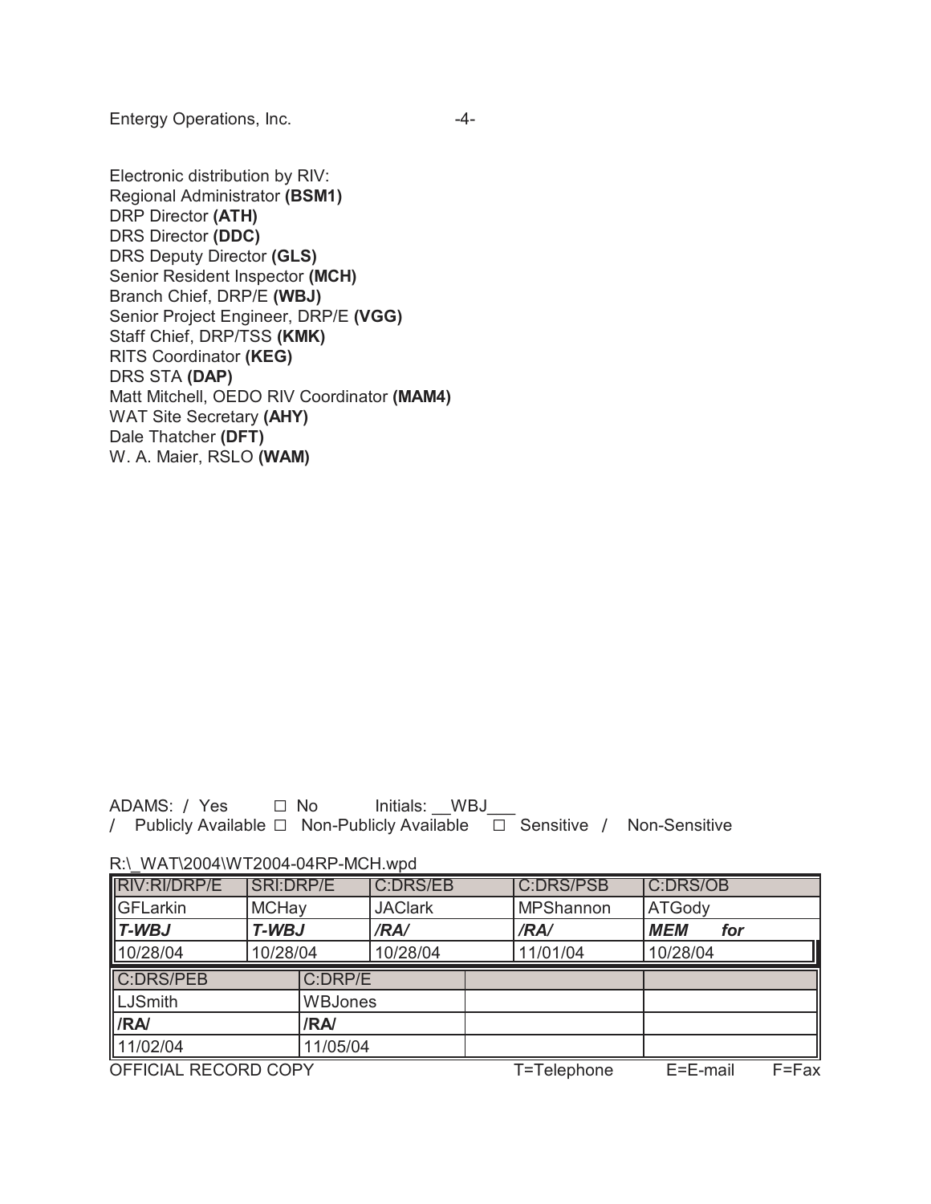Entergy Operations, Inc.

Electronic distribution by RIV:
Regional Administrator **(BSM1)**
DRP Director **(ATH)**
DRS Director **(DDC)**
DRS Deputy Director **(GLS)**
Senior Resident Inspector **(MCH)**
Branch Chief, DRP/E **(WBJ)**
Senior Project Engineer, DRP/E **(VGG)**
Staff Chief, DRP/TSS **(KMK)**
RITS Coordinator **(KEG)**
DRS STA **(DAP)**
Matt Mitchell, OEDO RIV Coordinator **(MAM4)**
WAT Site Secretary **(AHY)**
Dale Thatcher **(DFT)**
W. A. Maier, RSLO **(WAM)**

ADAMS: / Yes ☐ No Initials: __WBJ___
/ Publicly Available ☐ Non-Publicly Available ☐ Sensitive / Non-Sensitive

R:\_WAT\2004\WT2004-04RP-MCH.wpd

| RIV:RI/DRP/E | SRI:DRP/E | C:DRS/EB | C:DRS/PSB | C:DRS/OB |
|---|---|---|---|---|
| GFLarkin | MCHay | JAClark | MPShannon | ATGody |
| ***T-WBJ*** | ***T-WBJ*** | ***/RA/*** | ***/RA/*** | ***MEM for*** |
| 10/28/04 | 10/28/04 | 10/28/04 | 11/01/04 | 10/28/04 |

| C:DRS/PEB | C:DRP/E | | |
|---|---|---|---|
| LJSmith | WBJones | | |
| ***/RA/*** | ***/RA/*** | | |
| 11/02/04 | 11/05/04 | | |

OFFICIAL RECORD COPY T=Telephone E=E-mail F=Fax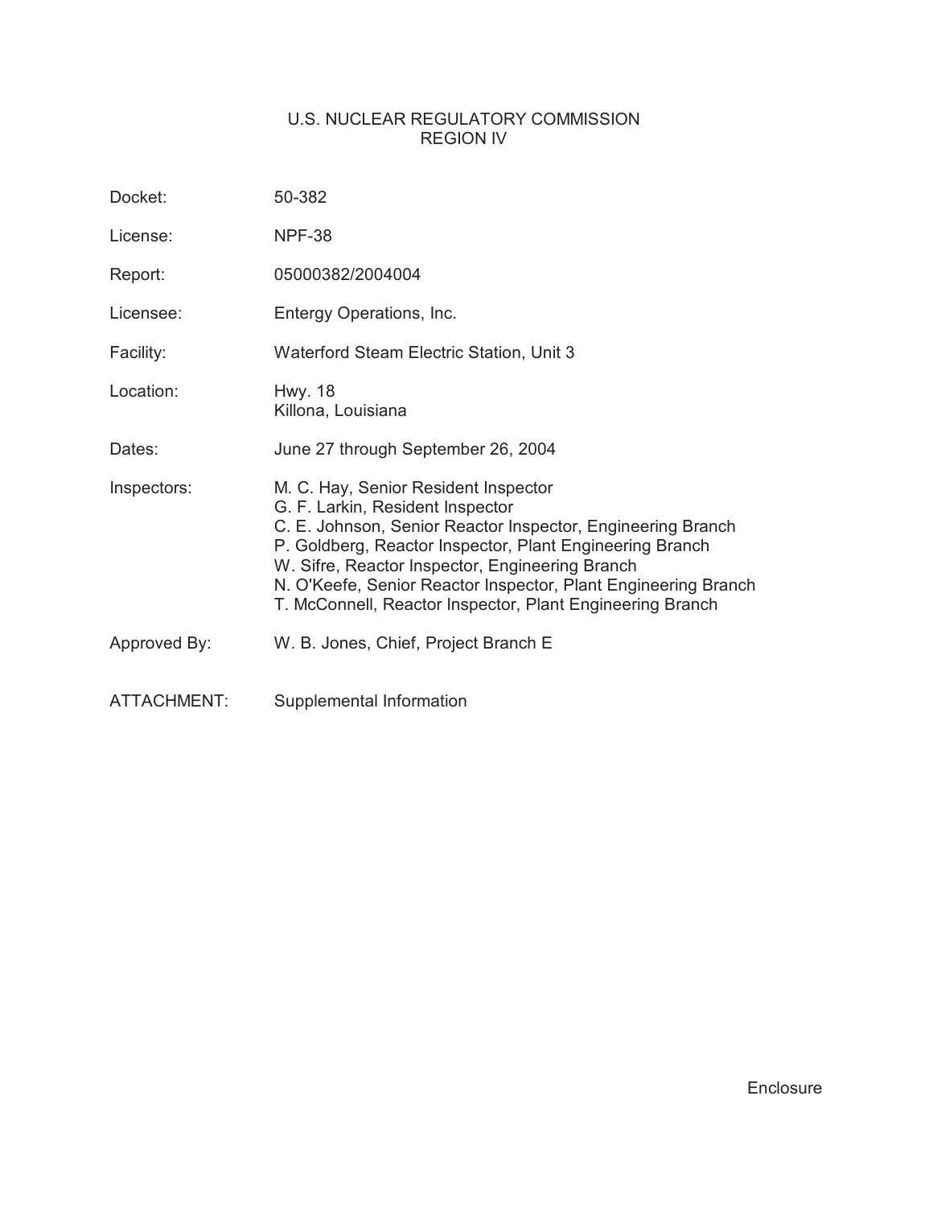# U.S. NUCLEAR REGULATORY COMMISSION
## REGION IV

| | |
|---|---|
| Docket: | 50-382 |
| License: | NPF-38 |
| Report: | 05000382/2004004 |
| Licensee: | Entergy Operations, Inc. |
| Facility: | Waterford Steam Electric Station, Unit 3 |
| Location: | Hwy. 18<br>Killona, Louisiana |
| Dates: | June 27 through September 26, 2004 |
| Inspectors: | M. C. Hay, Senior Resident Inspector<br>G. F. Larkin, Resident Inspector<br>C. E. Johnson, Senior Reactor Inspector, Engineering Branch<br>P. Goldberg, Reactor Inspector, Plant Engineering Branch<br>W. Sifre, Reactor Inspector, Engineering Branch<br>N. O'Keefe, Senior Reactor Inspector, Plant Engineering Branch<br>T. McConnell, Reactor Inspector, Plant Engineering Branch |
| Approved By: | W. B. Jones, Chief, Project Branch E |
| ATTACHMENT: | Supplemental Information |

Enclosure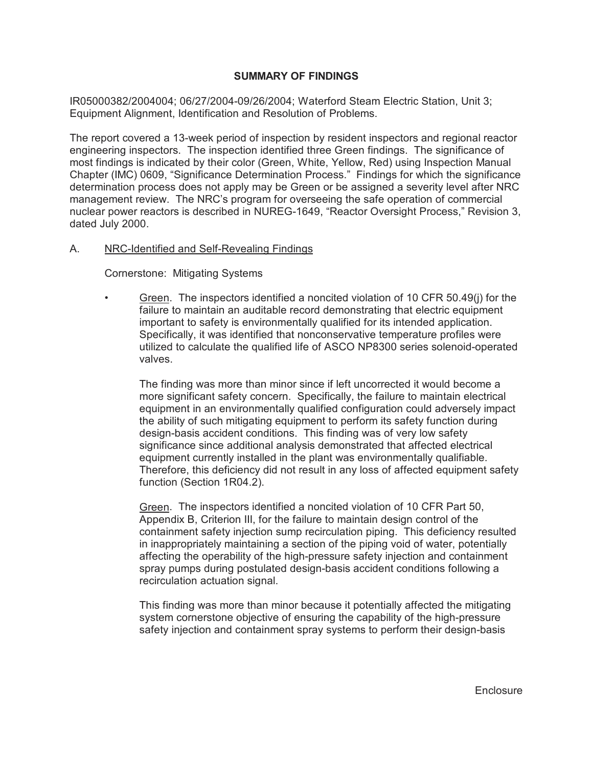## SUMMARY OF FINDINGS

IR05000382/2004004; 06/27/2004-09/26/2004; Waterford Steam Electric Station, Unit 3; Equipment Alignment, Identification and Resolution of Problems.

The report covered a 13-week period of inspection by resident inspectors and regional reactor engineering inspectors. The inspection identified three Green findings. The significance of most findings is indicated by their color (Green, White, Yellow, Red) using Inspection Manual Chapter (IMC) 0609, "Significance Determination Process." Findings for which the significance determination process does not apply may be Green or be assigned a severity level after NRC management review. The NRC's program for overseeing the safe operation of commercial nuclear power reactors is described in NUREG-1649, "Reactor Oversight Process," Revision 3, dated July 2000.

A. NRC-Identified and Self-Revealing Findings

Cornerstone: Mitigating Systems

- Green. The inspectors identified a noncited violation of 10 CFR 50.49(j) for the failure to maintain an auditable record demonstrating that electric equipment important to safety is environmentally qualified for its intended application. Specifically, it was identified that nonconservative temperature profiles were utilized to calculate the qualified life of ASCO NP8300 series solenoid-operated valves.

  The finding was more than minor since if left uncorrected it would become a more significant safety concern. Specifically, the failure to maintain electrical equipment in an environmentally qualified configuration could adversely impact the ability of such mitigating equipment to perform its safety function during design-basis accident conditions. This finding was of very low safety significance since additional analysis demonstrated that affected electrical equipment currently installed in the plant was environmentally qualifiable. Therefore, this deficiency did not result in any loss of affected equipment safety function (Section 1R04.2).

  Green. The inspectors identified a noncited violation of 10 CFR Part 50, Appendix B, Criterion III, for the failure to maintain design control of the containment safety injection sump recirculation piping. This deficiency resulted in inappropriately maintaining a section of the piping void of water, potentially affecting the operability of the high-pressure safety injection and containment spray pumps during postulated design-basis accident conditions following a recirculation actuation signal.

  This finding was more than minor because it potentially affected the mitigating system cornerstone objective of ensuring the capability of the high-pressure safety injection and containment spray systems to perform their design-basis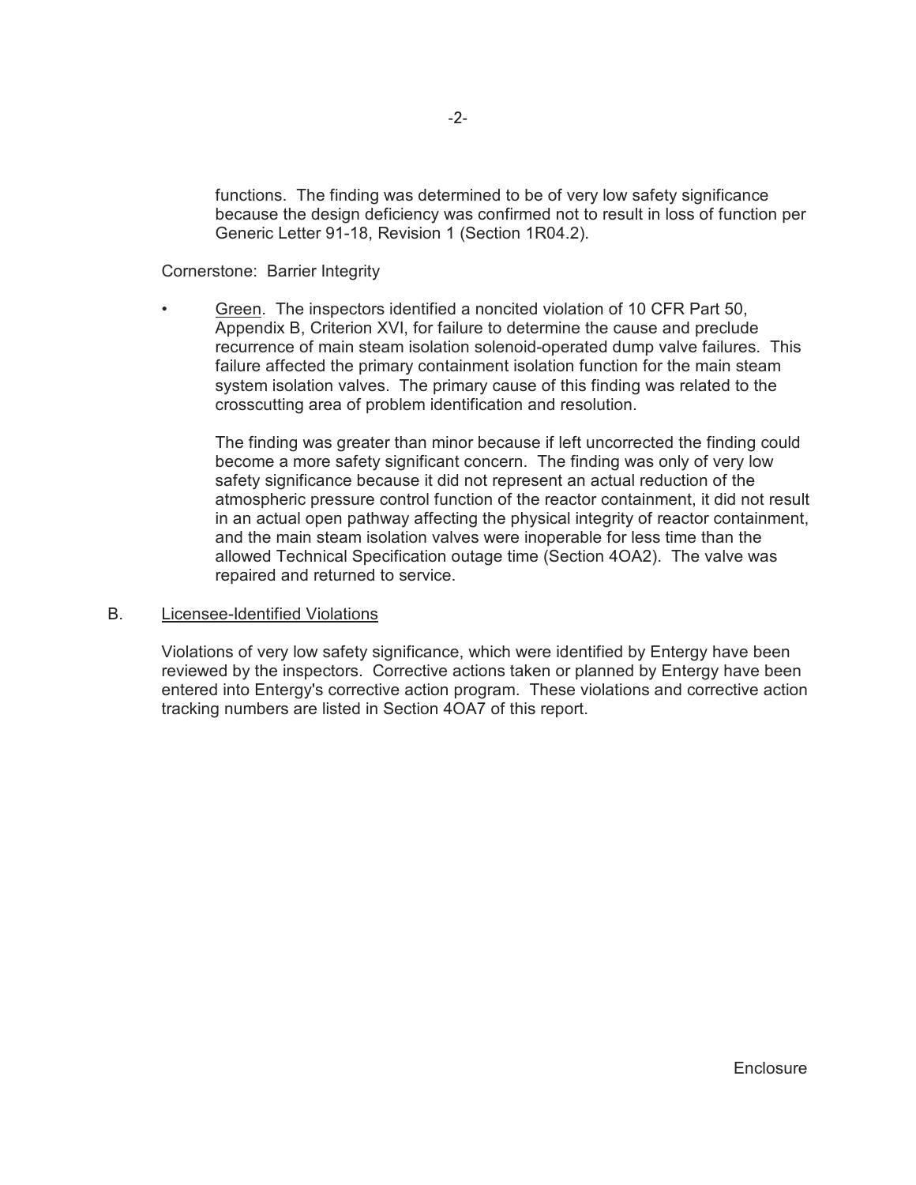functions. The finding was determined to be of very low safety significance because the design deficiency was confirmed not to result in loss of function per Generic Letter 91-18, Revision 1 (Section 1R04.2).

Cornerstone: Barrier Integrity

- Green. The inspectors identified a noncited violation of 10 CFR Part 50, Appendix B, Criterion XVI, for failure to determine the cause and preclude recurrence of main steam isolation solenoid-operated dump valve failures. This failure affected the primary containment isolation function for the main steam system isolation valves. The primary cause of this finding was related to the crosscutting area of problem identification and resolution.

  The finding was greater than minor because if left uncorrected the finding could become a more safety significant concern. The finding was only of very low safety significance because it did not represent an actual reduction of the atmospheric pressure control function of the reactor containment, it did not result in an actual open pathway affecting the physical integrity of reactor containment, and the main steam isolation valves were inoperable for less time than the allowed Technical Specification outage time (Section 4OA2). The valve was repaired and returned to service.

B. Licensee-Identified Violations

Violations of very low safety significance, which were identified by Entergy have been reviewed by the inspectors. Corrective actions taken or planned by Entergy have been entered into Entergy's corrective action program. These violations and corrective action tracking numbers are listed in Section 4OA7 of this report.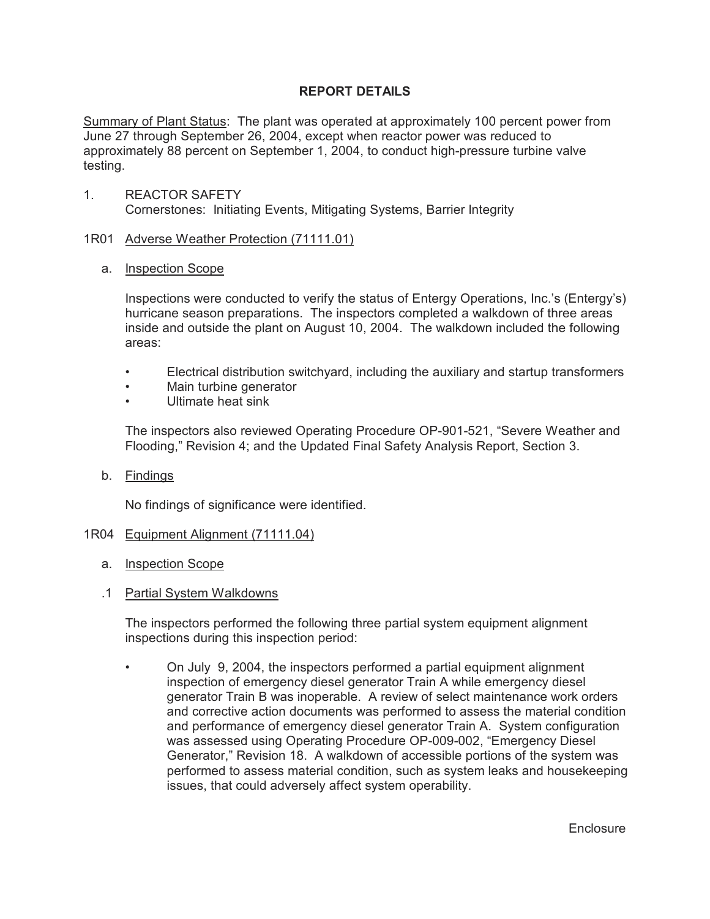# REPORT DETAILS

Summary of Plant Status: The plant was operated at approximately 100 percent power from June 27 through September 26, 2004, except when reactor power was reduced to approximately 88 percent on September 1, 2004, to conduct high-pressure turbine valve testing.

1. REACTOR SAFETY
   Cornerstones: Initiating Events, Mitigating Systems, Barrier Integrity

## 1R01 Adverse Weather Protection (71111.01)

a. Inspection Scope

Inspections were conducted to verify the status of Entergy Operations, Inc.'s (Entergy's) hurricane season preparations. The inspectors completed a walkdown of three areas inside and outside the plant on August 10, 2004. The walkdown included the following areas:

- Electrical distribution switchyard, including the auxiliary and startup transformers
- Main turbine generator
- Ultimate heat sink

The inspectors also reviewed Operating Procedure OP-901-521, "Severe Weather and Flooding," Revision 4; and the Updated Final Safety Analysis Report, Section 3.

b. Findings

No findings of significance were identified.

## 1R04 Equipment Alignment (71111.04)

a. Inspection Scope

.1 Partial System Walkdowns

The inspectors performed the following three partial system equipment alignment inspections during this inspection period:

- On July 9, 2004, the inspectors performed a partial equipment alignment inspection of emergency diesel generator Train A while emergency diesel generator Train B was inoperable. A review of select maintenance work orders and corrective action documents was performed to assess the material condition and performance of emergency diesel generator Train A. System configuration was assessed using Operating Procedure OP-009-002, "Emergency Diesel Generator," Revision 18. A walkdown of accessible portions of the system was performed to assess material condition, such as system leaks and housekeeping issues, that could adversely affect system operability.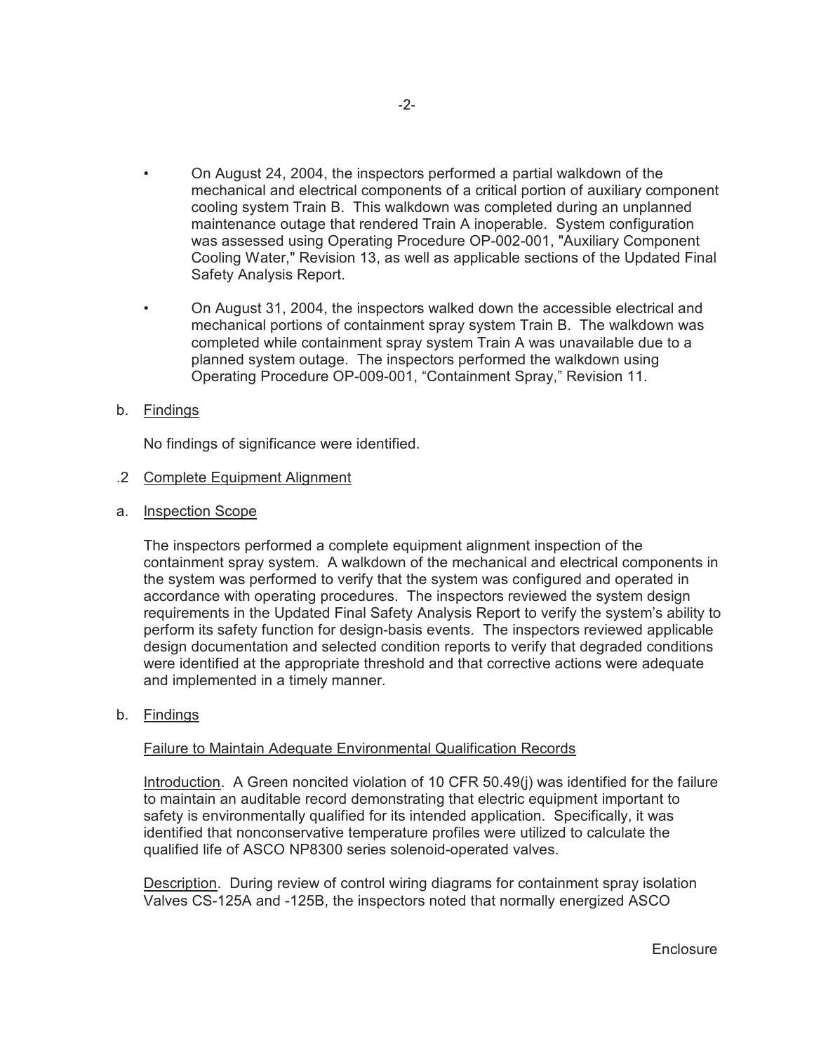- On August 24, 2004, the inspectors performed a partial walkdown of the mechanical and electrical components of a critical portion of auxiliary component cooling system Train B. This walkdown was completed during an unplanned maintenance outage that rendered Train A inoperable. System configuration was assessed using Operating Procedure OP-002-001, "Auxiliary Component Cooling Water," Revision 13, as well as applicable sections of the Updated Final Safety Analysis Report.

- On August 31, 2004, the inspectors walked down the accessible electrical and mechanical portions of containment spray system Train B. The walkdown was completed while containment spray system Train A was unavailable due to a planned system outage. The inspectors performed the walkdown using Operating Procedure OP-009-001, "Containment Spray," Revision 11.

b. Findings

No findings of significance were identified.

.2 Complete Equipment Alignment

a. Inspection Scope

The inspectors performed a complete equipment alignment inspection of the containment spray system. A walkdown of the mechanical and electrical components in the system was performed to verify that the system was configured and operated in accordance with operating procedures. The inspectors reviewed the system design requirements in the Updated Final Safety Analysis Report to verify the system's ability to perform its safety function for design-basis events. The inspectors reviewed applicable design documentation and selected condition reports to verify that degraded conditions were identified at the appropriate threshold and that corrective actions were adequate and implemented in a timely manner.

b. Findings

Failure to Maintain Adequate Environmental Qualification Records

Introduction. A Green noncited violation of 10 CFR 50.49(j) was identified for the failure to maintain an auditable record demonstrating that electric equipment important to safety is environmentally qualified for its intended application. Specifically, it was identified that nonconservative temperature profiles were utilized to calculate the qualified life of ASCO NP8300 series solenoid-operated valves.

Description. During review of control wiring diagrams for containment spray isolation Valves CS-125A and -125B, the inspectors noted that normally energized ASCO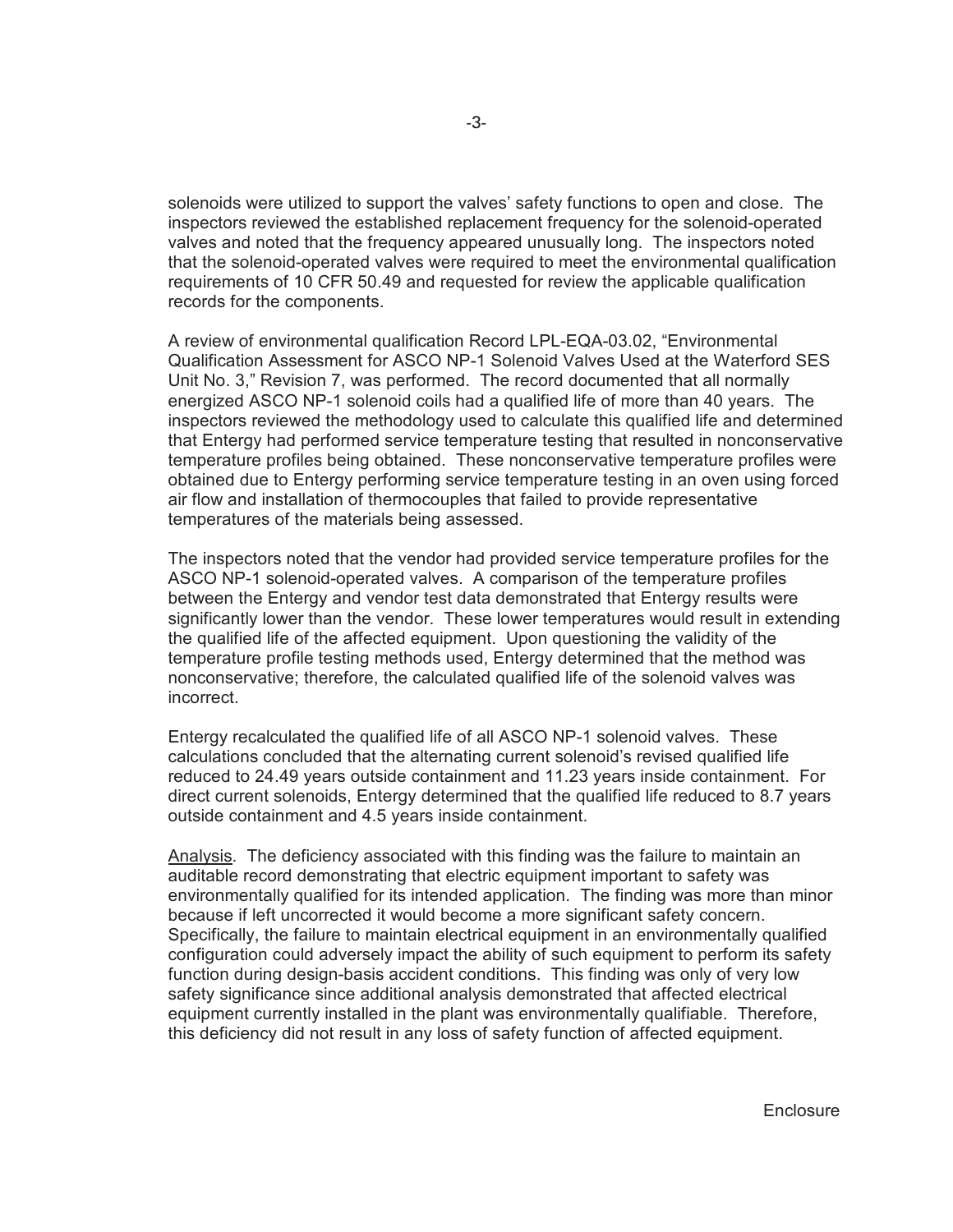solenoids were utilized to support the valves' safety functions to open and close. The inspectors reviewed the established replacement frequency for the solenoid-operated valves and noted that the frequency appeared unusually long. The inspectors noted that the solenoid-operated valves were required to meet the environmental qualification requirements of 10 CFR 50.49 and requested for review the applicable qualification records for the components.

A review of environmental qualification Record LPL-EQA-03.02, "Environmental Qualification Assessment for ASCO NP-1 Solenoid Valves Used at the Waterford SES Unit No. 3," Revision 7, was performed. The record documented that all normally energized ASCO NP-1 solenoid coils had a qualified life of more than 40 years. The inspectors reviewed the methodology used to calculate this qualified life and determined that Entergy had performed service temperature testing that resulted in nonconservative temperature profiles being obtained. These nonconservative temperature profiles were obtained due to Entergy performing service temperature testing in an oven using forced air flow and installation of thermocouples that failed to provide representative temperatures of the materials being assessed.

The inspectors noted that the vendor had provided service temperature profiles for the ASCO NP-1 solenoid-operated valves. A comparison of the temperature profiles between the Entergy and vendor test data demonstrated that Entergy results were significantly lower than the vendor. These lower temperatures would result in extending the qualified life of the affected equipment. Upon questioning the validity of the temperature profile testing methods used, Entergy determined that the method was nonconservative; therefore, the calculated qualified life of the solenoid valves was incorrect.

Entergy recalculated the qualified life of all ASCO NP-1 solenoid valves. These calculations concluded that the alternating current solenoid's revised qualified life reduced to 24.49 years outside containment and 11.23 years inside containment. For direct current solenoids, Entergy determined that the qualified life reduced to 8.7 years outside containment and 4.5 years inside containment.

Analysis. The deficiency associated with this finding was the failure to maintain an auditable record demonstrating that electric equipment important to safety was environmentally qualified for its intended application. The finding was more than minor because if left uncorrected it would become a more significant safety concern. Specifically, the failure to maintain electrical equipment in an environmentally qualified configuration could adversely impact the ability of such equipment to perform its safety function during design-basis accident conditions. This finding was only of very low safety significance since additional analysis demonstrated that affected electrical equipment currently installed in the plant was environmentally qualifiable. Therefore, this deficiency did not result in any loss of safety function of affected equipment.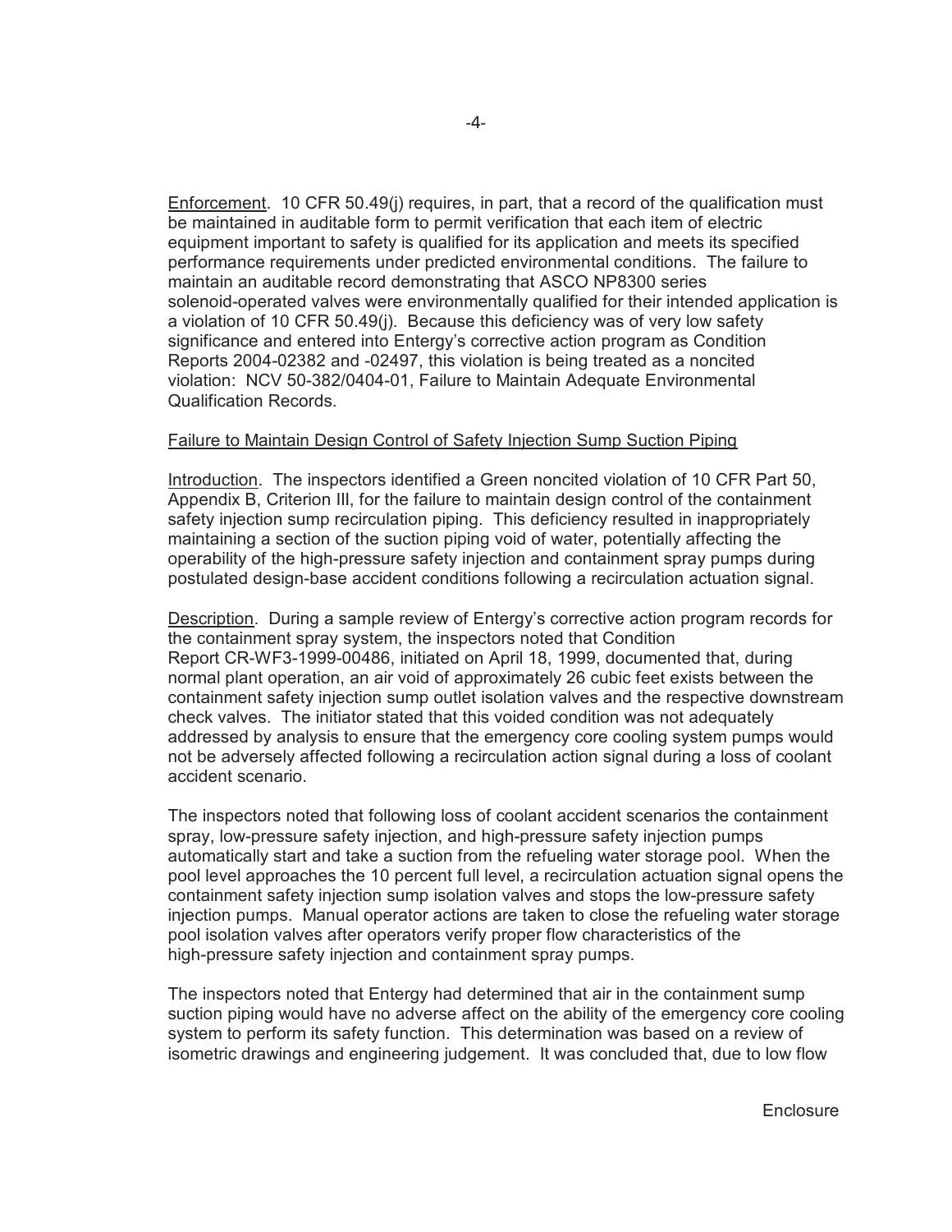Enforcement. 10 CFR 50.49(j) requires, in part, that a record of the qualification must be maintained in auditable form to permit verification that each item of electric equipment important to safety is qualified for its application and meets its specified performance requirements under predicted environmental conditions. The failure to maintain an auditable record demonstrating that ASCO NP8300 series solenoid-operated valves were environmentally qualified for their intended application is a violation of 10 CFR 50.49(j). Because this deficiency was of very low safety significance and entered into Entergy's corrective action program as Condition Reports 2004-02382 and -02497, this violation is being treated as a noncited violation: NCV 50-382/0404-01, Failure to Maintain Adequate Environmental Qualification Records.

Failure to Maintain Design Control of Safety Injection Sump Suction Piping

Introduction. The inspectors identified a Green noncited violation of 10 CFR Part 50, Appendix B, Criterion III, for the failure to maintain design control of the containment safety injection sump recirculation piping. This deficiency resulted in inappropriately maintaining a section of the suction piping void of water, potentially affecting the operability of the high-pressure safety injection and containment spray pumps during postulated design-base accident conditions following a recirculation actuation signal.

Description. During a sample review of Entergy's corrective action program records for the containment spray system, the inspectors noted that Condition Report CR-WF3-1999-00486, initiated on April 18, 1999, documented that, during normal plant operation, an air void of approximately 26 cubic feet exists between the containment safety injection sump outlet isolation valves and the respective downstream check valves. The initiator stated that this voided condition was not adequately addressed by analysis to ensure that the emergency core cooling system pumps would not be adversely affected following a recirculation action signal during a loss of coolant accident scenario.

The inspectors noted that following loss of coolant accident scenarios the containment spray, low-pressure safety injection, and high-pressure safety injection pumps automatically start and take a suction from the refueling water storage pool. When the pool level approaches the 10 percent full level, a recirculation actuation signal opens the containment safety injection sump isolation valves and stops the low-pressure safety injection pumps. Manual operator actions are taken to close the refueling water storage pool isolation valves after operators verify proper flow characteristics of the high-pressure safety injection and containment spray pumps.

The inspectors noted that Entergy had determined that air in the containment sump suction piping would have no adverse affect on the ability of the emergency core cooling system to perform its safety function. This determination was based on a review of isometric drawings and engineering judgement. It was concluded that, due to low flow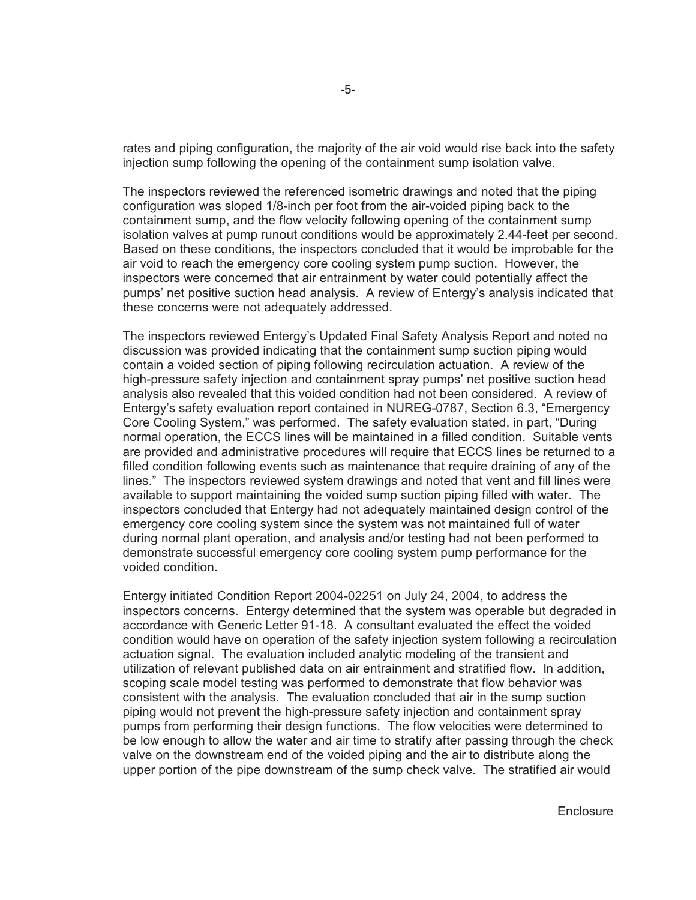rates and piping configuration, the majority of the air void would rise back into the safety injection sump following the opening of the containment sump isolation valve.

The inspectors reviewed the referenced isometric drawings and noted that the piping configuration was sloped 1/8-inch per foot from the air-voided piping back to the containment sump, and the flow velocity following opening of the containment sump isolation valves at pump runout conditions would be approximately 2.44-feet per second. Based on these conditions, the inspectors concluded that it would be improbable for the air void to reach the emergency core cooling system pump suction. However, the inspectors were concerned that air entrainment by water could potentially affect the pumps' net positive suction head analysis. A review of Entergy's analysis indicated that these concerns were not adequately addressed.

The inspectors reviewed Entergy's Updated Final Safety Analysis Report and noted no discussion was provided indicating that the containment sump suction piping would contain a voided section of piping following recirculation actuation. A review of the high-pressure safety injection and containment spray pumps' net positive suction head analysis also revealed that this voided condition had not been considered. A review of Entergy's safety evaluation report contained in NUREG-0787, Section 6.3, "Emergency Core Cooling System," was performed. The safety evaluation stated, in part, "During normal operation, the ECCS lines will be maintained in a filled condition. Suitable vents are provided and administrative procedures will require that ECCS lines be returned to a filled condition following events such as maintenance that require draining of any of the lines." The inspectors reviewed system drawings and noted that vent and fill lines were available to support maintaining the voided sump suction piping filled with water. The inspectors concluded that Entergy had not adequately maintained design control of the emergency core cooling system since the system was not maintained full of water during normal plant operation, and analysis and/or testing had not been performed to demonstrate successful emergency core cooling system pump performance for the voided condition.

Entergy initiated Condition Report 2004-02251 on July 24, 2004, to address the inspectors concerns. Entergy determined that the system was operable but degraded in accordance with Generic Letter 91-18. A consultant evaluated the effect the voided condition would have on operation of the safety injection system following a recirculation actuation signal. The evaluation included analytic modeling of the transient and utilization of relevant published data on air entrainment and stratified flow. In addition, scoping scale model testing was performed to demonstrate that flow behavior was consistent with the analysis. The evaluation concluded that air in the sump suction piping would not prevent the high-pressure safety injection and containment spray pumps from performing their design functions. The flow velocities were determined to be low enough to allow the water and air time to stratify after passing through the check valve on the downstream end of the voided piping and the air to distribute along the upper portion of the pipe downstream of the sump check valve. The stratified air would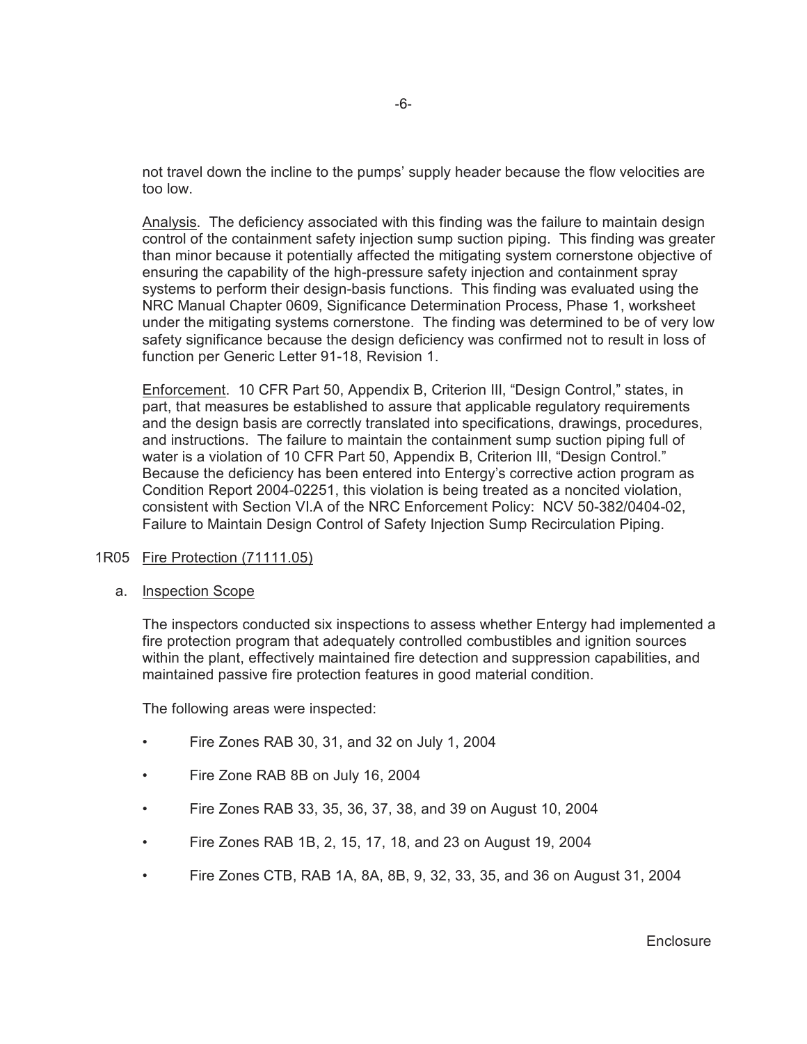not travel down the incline to the pumps' supply header because the flow velocities are too low.

Analysis. The deficiency associated with this finding was the failure to maintain design control of the containment safety injection sump suction piping. This finding was greater than minor because it potentially affected the mitigating system cornerstone objective of ensuring the capability of the high-pressure safety injection and containment spray systems to perform their design-basis functions. This finding was evaluated using the NRC Manual Chapter 0609, Significance Determination Process, Phase 1, worksheet under the mitigating systems cornerstone. The finding was determined to be of very low safety significance because the design deficiency was confirmed not to result in loss of function per Generic Letter 91-18, Revision 1.

Enforcement. 10 CFR Part 50, Appendix B, Criterion III, "Design Control," states, in part, that measures be established to assure that applicable regulatory requirements and the design basis are correctly translated into specifications, drawings, procedures, and instructions. The failure to maintain the containment sump suction piping full of water is a violation of 10 CFR Part 50, Appendix B, Criterion III, "Design Control." Because the deficiency has been entered into Entergy's corrective action program as Condition Report 2004-02251, this violation is being treated as a noncited violation, consistent with Section VI.A of the NRC Enforcement Policy: NCV 50-382/0404-02, Failure to Maintain Design Control of Safety Injection Sump Recirculation Piping.

## 1R05 Fire Protection (71111.05)

### a. Inspection Scope

The inspectors conducted six inspections to assess whether Entergy had implemented a fire protection program that adequately controlled combustibles and ignition sources within the plant, effectively maintained fire detection and suppression capabilities, and maintained passive fire protection features in good material condition.

The following areas were inspected:

- Fire Zones RAB 30, 31, and 32 on July 1, 2004
- Fire Zone RAB 8B on July 16, 2004
- Fire Zones RAB 33, 35, 36, 37, 38, and 39 on August 10, 2004
- Fire Zones RAB 1B, 2, 15, 17, 18, and 23 on August 19, 2004
- Fire Zones CTB, RAB 1A, 8A, 8B, 9, 32, 33, 35, and 36 on August 31, 2004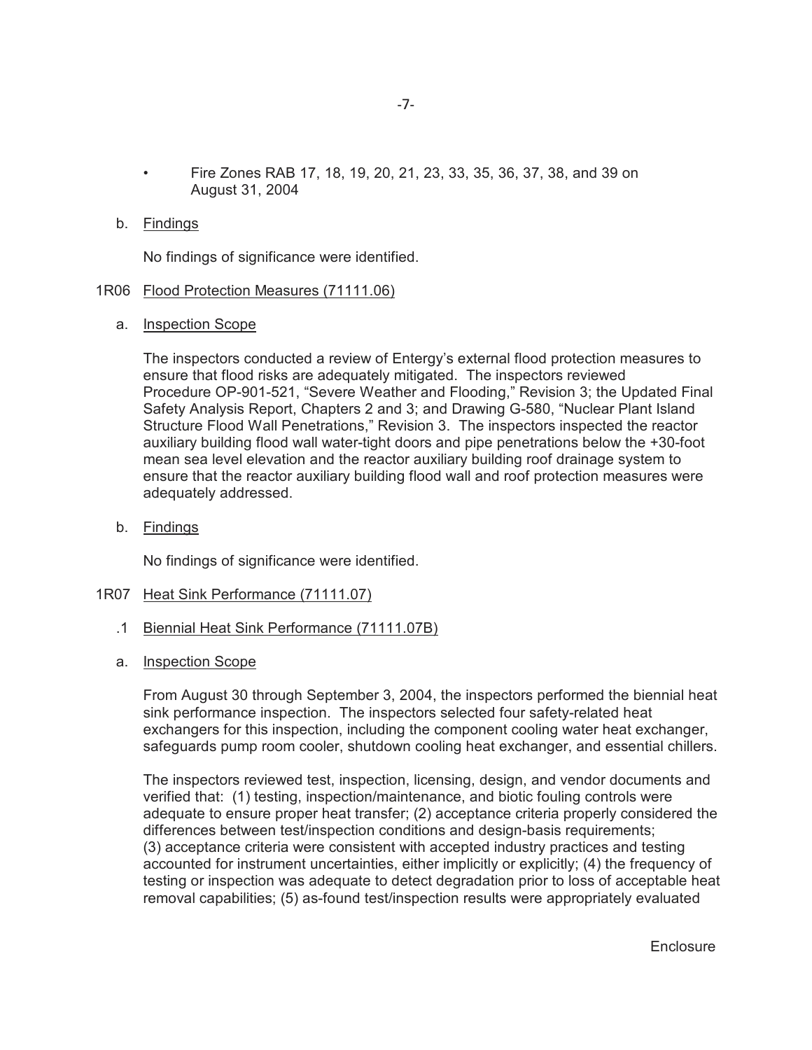- Fire Zones RAB 17, 18, 19, 20, 21, 23, 33, 35, 36, 37, 38, and 39 on August 31, 2004

b. Findings

No findings of significance were identified.

1R06 Flood Protection Measures (71111.06)

a. Inspection Scope

The inspectors conducted a review of Entergy's external flood protection measures to ensure that flood risks are adequately mitigated. The inspectors reviewed Procedure OP-901-521, "Severe Weather and Flooding," Revision 3; the Updated Final Safety Analysis Report, Chapters 2 and 3; and Drawing G-580, "Nuclear Plant Island Structure Flood Wall Penetrations," Revision 3. The inspectors inspected the reactor auxiliary building flood wall water-tight doors and pipe penetrations below the +30-foot mean sea level elevation and the reactor auxiliary building roof drainage system to ensure that the reactor auxiliary building flood wall and roof protection measures were adequately addressed.

b. Findings

No findings of significance were identified.

1R07 Heat Sink Performance (71111.07)

.1 Biennial Heat Sink Performance (71111.07B)

a. Inspection Scope

From August 30 through September 3, 2004, the inspectors performed the biennial heat sink performance inspection. The inspectors selected four safety-related heat exchangers for this inspection, including the component cooling water heat exchanger, safeguards pump room cooler, shutdown cooling heat exchanger, and essential chillers.

The inspectors reviewed test, inspection, licensing, design, and vendor documents and verified that: (1) testing, inspection/maintenance, and biotic fouling controls were adequate to ensure proper heat transfer; (2) acceptance criteria properly considered the differences between test/inspection conditions and design-basis requirements; (3) acceptance criteria were consistent with accepted industry practices and testing accounted for instrument uncertainties, either implicitly or explicitly; (4) the frequency of testing or inspection was adequate to detect degradation prior to loss of acceptable heat removal capabilities; (5) as-found test/inspection results were appropriately evaluated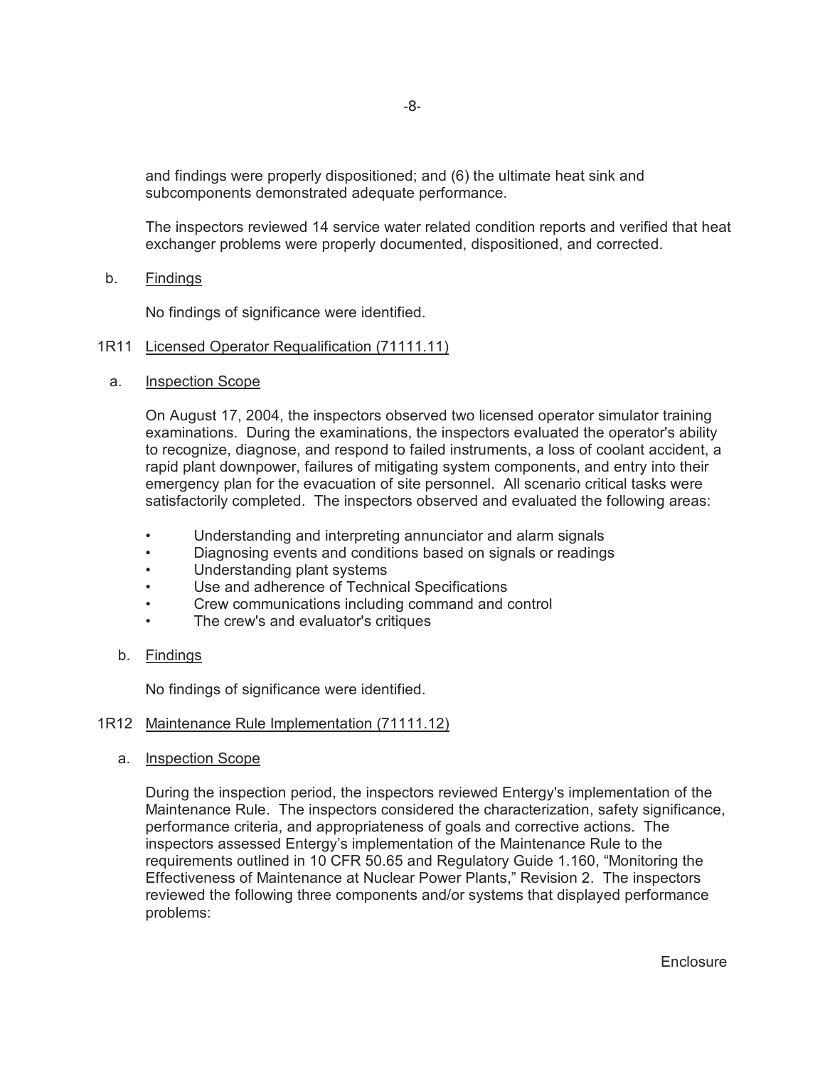and findings were properly dispositioned; and (6) the ultimate heat sink and subcomponents demonstrated adequate performance.

The inspectors reviewed 14 service water related condition reports and verified that heat exchanger problems were properly documented, dispositioned, and corrected.

b. Findings

No findings of significance were identified.

## 1R11 Licensed Operator Requalification (71111.11)

a. Inspection Scope

On August 17, 2004, the inspectors observed two licensed operator simulator training examinations. During the examinations, the inspectors evaluated the operator's ability to recognize, diagnose, and respond to failed instruments, a loss of coolant accident, a rapid plant downpower, failures of mitigating system components, and entry into their emergency plan for the evacuation of site personnel. All scenario critical tasks were satisfactorily completed. The inspectors observed and evaluated the following areas:

- Understanding and interpreting annunciator and alarm signals
- Diagnosing events and conditions based on signals or readings
- Understanding plant systems
- Use and adherence of Technical Specifications
- Crew communications including command and control
- The crew's and evaluator's critiques

b. Findings

No findings of significance were identified.

## 1R12 Maintenance Rule Implementation (71111.12)

a. Inspection Scope

During the inspection period, the inspectors reviewed Entergy's implementation of the Maintenance Rule. The inspectors considered the characterization, safety significance, performance criteria, and appropriateness of goals and corrective actions. The inspectors assessed Entergy's implementation of the Maintenance Rule to the requirements outlined in 10 CFR 50.65 and Regulatory Guide 1.160, "Monitoring the Effectiveness of Maintenance at Nuclear Power Plants," Revision 2. The inspectors reviewed the following three components and/or systems that displayed performance problems: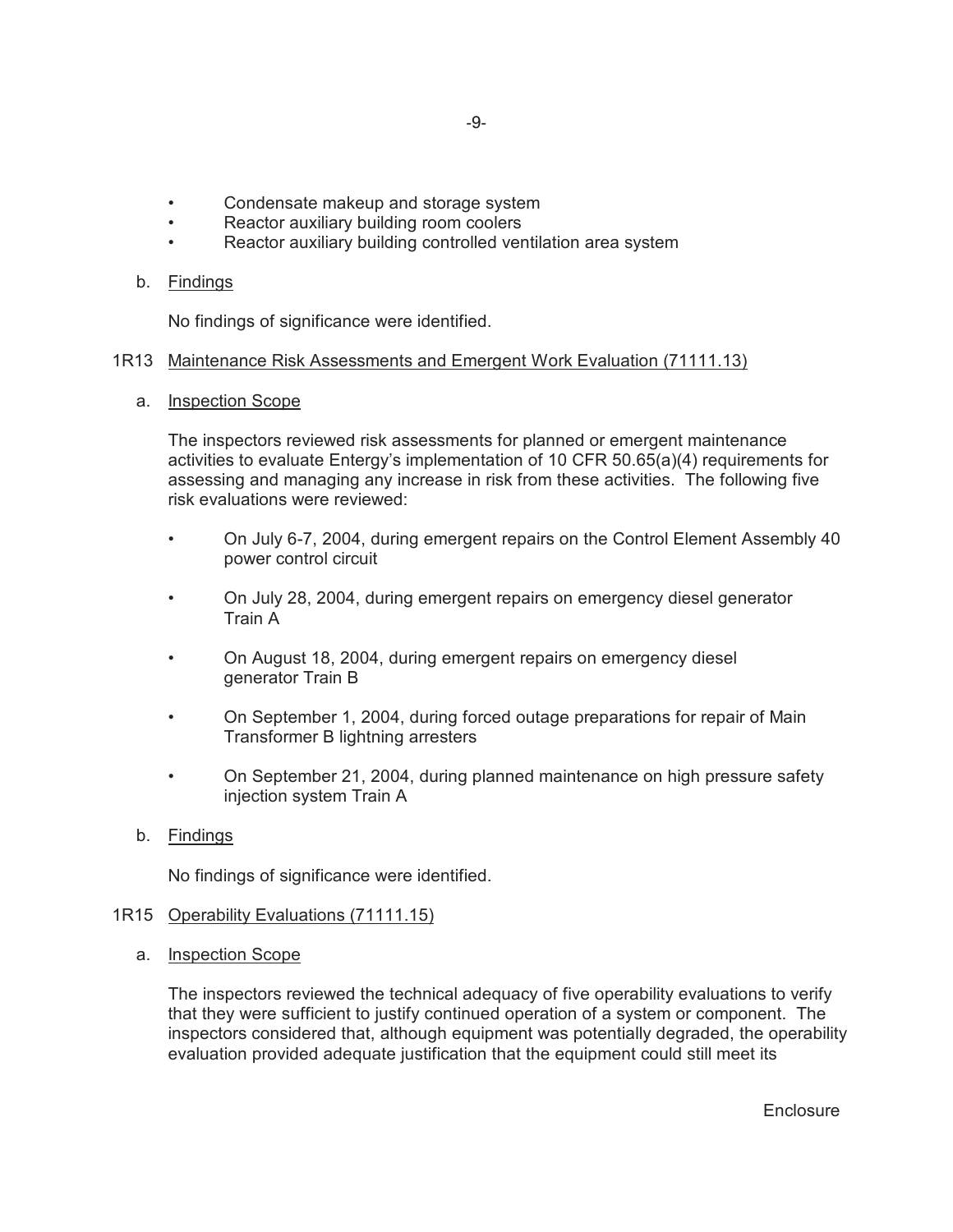- Condensate makeup and storage system
- Reactor auxiliary building room coolers
- Reactor auxiliary building controlled ventilation area system

b. Findings

No findings of significance were identified.

## 1R13 Maintenance Risk Assessments and Emergent Work Evaluation (71111.13)

a. Inspection Scope

The inspectors reviewed risk assessments for planned or emergent maintenance activities to evaluate Entergy's implementation of 10 CFR 50.65(a)(4) requirements for assessing and managing any increase in risk from these activities. The following five risk evaluations were reviewed:

- On July 6-7, 2004, during emergent repairs on the Control Element Assembly 40 power control circuit
- On July 28, 2004, during emergent repairs on emergency diesel generator Train A
- On August 18, 2004, during emergent repairs on emergency diesel generator Train B
- On September 1, 2004, during forced outage preparations for repair of Main Transformer B lightning arresters
- On September 21, 2004, during planned maintenance on high pressure safety injection system Train A

b. Findings

No findings of significance were identified.

## 1R15 Operability Evaluations (71111.15)

a. Inspection Scope

The inspectors reviewed the technical adequacy of five operability evaluations to verify that they were sufficient to justify continued operation of a system or component. The inspectors considered that, although equipment was potentially degraded, the operability evaluation provided adequate justification that the equipment could still meet its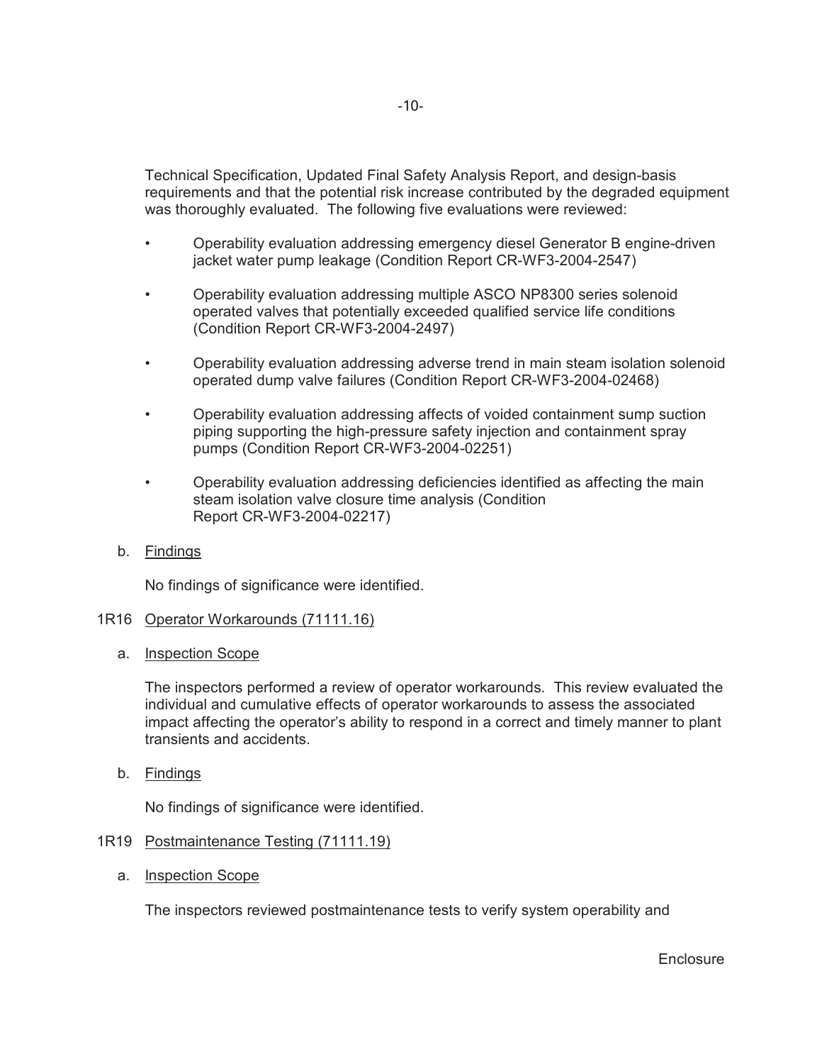Technical Specification, Updated Final Safety Analysis Report, and design-basis requirements and that the potential risk increase contributed by the degraded equipment was thoroughly evaluated. The following five evaluations were reviewed:

- Operability evaluation addressing emergency diesel Generator B engine-driven jacket water pump leakage (Condition Report CR-WF3-2004-2547)
- Operability evaluation addressing multiple ASCO NP8300 series solenoid operated valves that potentially exceeded qualified service life conditions (Condition Report CR-WF3-2004-2497)
- Operability evaluation addressing adverse trend in main steam isolation solenoid operated dump valve failures (Condition Report CR-WF3-2004-02468)
- Operability evaluation addressing affects of voided containment sump suction piping supporting the high-pressure safety injection and containment spray pumps (Condition Report CR-WF3-2004-02251)
- Operability evaluation addressing deficiencies identified as affecting the main steam isolation valve closure time analysis (Condition Report CR-WF3-2004-02217)

b. Findings

No findings of significance were identified.

## 1R16 Operator Workarounds (71111.16)

a. Inspection Scope

The inspectors performed a review of operator workarounds. This review evaluated the individual and cumulative effects of operator workarounds to assess the associated impact affecting the operator's ability to respond in a correct and timely manner to plant transients and accidents.

b. Findings

No findings of significance were identified.

## 1R19 Postmaintenance Testing (71111.19)

a. Inspection Scope

The inspectors reviewed postmaintenance tests to verify system operability and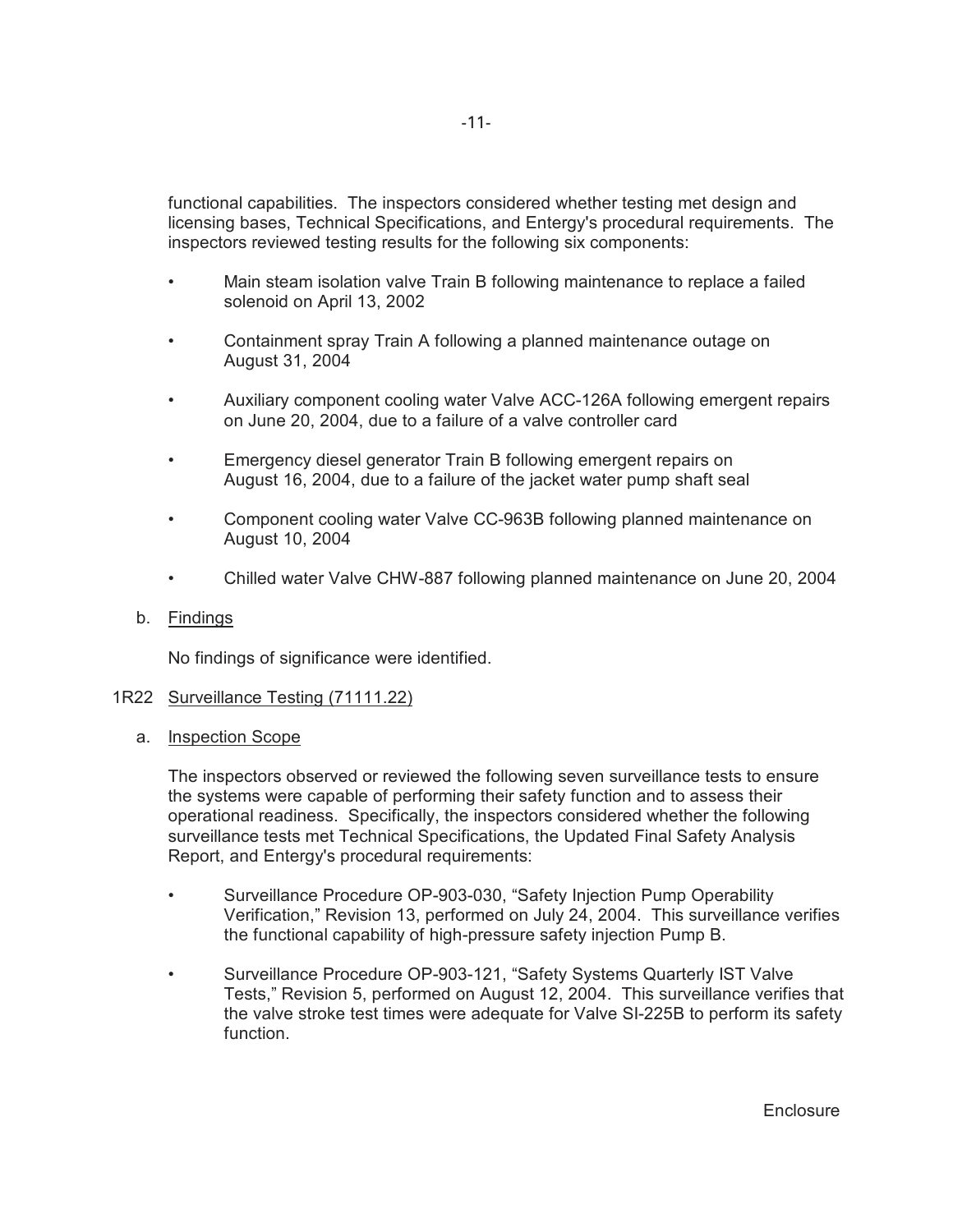functional capabilities. The inspectors considered whether testing met design and licensing bases, Technical Specifications, and Entergy's procedural requirements. The inspectors reviewed testing results for the following six components:

- Main steam isolation valve Train B following maintenance to replace a failed solenoid on April 13, 2002
- Containment spray Train A following a planned maintenance outage on August 31, 2004
- Auxiliary component cooling water Valve ACC-126A following emergent repairs on June 20, 2004, due to a failure of a valve controller card
- Emergency diesel generator Train B following emergent repairs on August 16, 2004, due to a failure of the jacket water pump shaft seal
- Component cooling water Valve CC-963B following planned maintenance on August 10, 2004
- Chilled water Valve CHW-887 following planned maintenance on June 20, 2004

b. Findings

No findings of significance were identified.

1R22 Surveillance Testing (71111.22)

a. Inspection Scope

The inspectors observed or reviewed the following seven surveillance tests to ensure the systems were capable of performing their safety function and to assess their operational readiness. Specifically, the inspectors considered whether the following surveillance tests met Technical Specifications, the Updated Final Safety Analysis Report, and Entergy's procedural requirements:

- Surveillance Procedure OP-903-030, "Safety Injection Pump Operability Verification," Revision 13, performed on July 24, 2004. This surveillance verifies the functional capability of high-pressure safety injection Pump B.
- Surveillance Procedure OP-903-121, "Safety Systems Quarterly IST Valve Tests," Revision 5, performed on August 12, 2004. This surveillance verifies that the valve stroke test times were adequate for Valve SI-225B to perform its safety function.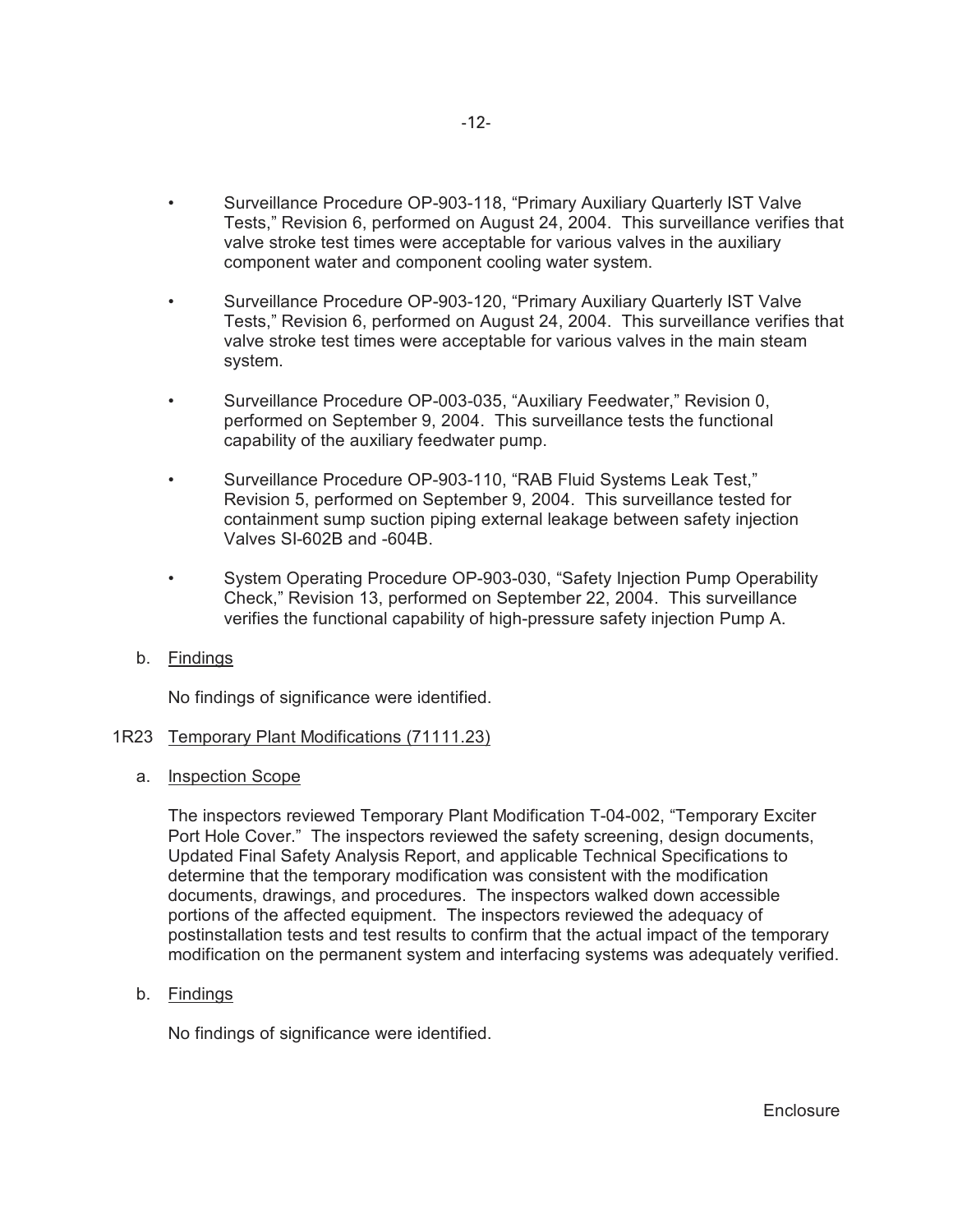- Surveillance Procedure OP-903-118, “Primary Auxiliary Quarterly IST Valve Tests,” Revision 6, performed on August 24, 2004. This surveillance verifies that valve stroke test times were acceptable for various valves in the auxiliary component water and component cooling water system.

- Surveillance Procedure OP-903-120, “Primary Auxiliary Quarterly IST Valve Tests,” Revision 6, performed on August 24, 2004. This surveillance verifies that valve stroke test times were acceptable for various valves in the main steam system.

- Surveillance Procedure OP-003-035, “Auxiliary Feedwater,” Revision 0, performed on September 9, 2004. This surveillance tests the functional capability of the auxiliary feedwater pump.

- Surveillance Procedure OP-903-110, “RAB Fluid Systems Leak Test,” Revision 5, performed on September 9, 2004. This surveillance tested for containment sump suction piping external leakage between safety injection Valves SI-602B and -604B.

- System Operating Procedure OP-903-030, “Safety Injection Pump Operability Check,” Revision 13, performed on September 22, 2004. This surveillance verifies the functional capability of high-pressure safety injection Pump A.

b. Findings

No findings of significance were identified.

## 1R23 Temporary Plant Modifications (71111.23)

a. Inspection Scope

The inspectors reviewed Temporary Plant Modification T-04-002, “Temporary Exciter Port Hole Cover.” The inspectors reviewed the safety screening, design documents, Updated Final Safety Analysis Report, and applicable Technical Specifications to determine that the temporary modification was consistent with the modification documents, drawings, and procedures. The inspectors walked down accessible portions of the affected equipment. The inspectors reviewed the adequacy of postinstallation tests and test results to confirm that the actual impact of the temporary modification on the permanent system and interfacing systems was adequately verified.

b. Findings

No findings of significance were identified.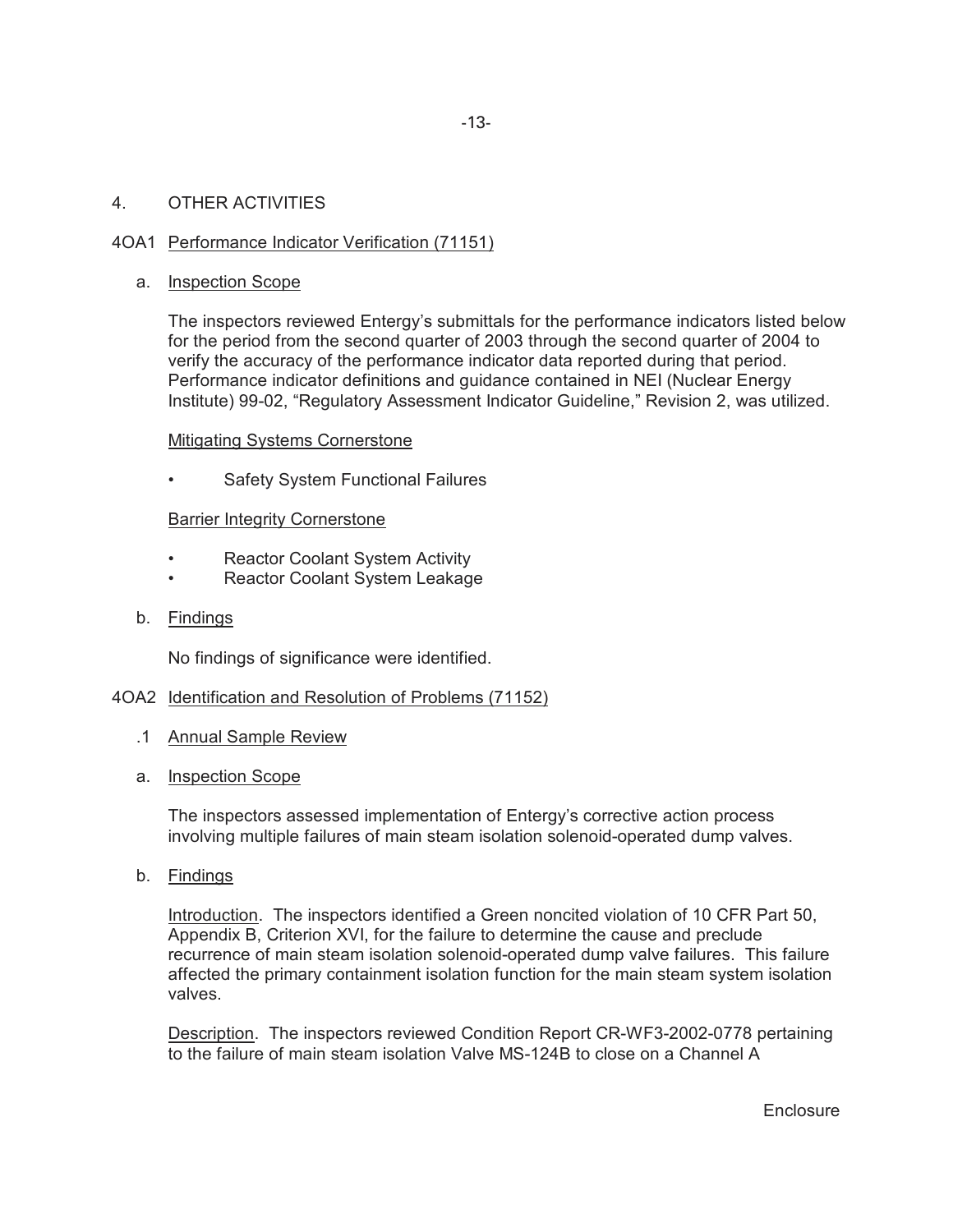## 4. OTHER ACTIVITIES

### 4OA1 Performance Indicator Verification (71151)

a. Inspection Scope

The inspectors reviewed Entergy's submittals for the performance indicators listed below for the period from the second quarter of 2003 through the second quarter of 2004 to verify the accuracy of the performance indicator data reported during that period. Performance indicator definitions and guidance contained in NEI (Nuclear Energy Institute) 99-02, "Regulatory Assessment Indicator Guideline," Revision 2, was utilized.

Mitigating Systems Cornerstone

- Safety System Functional Failures

Barrier Integrity Cornerstone

- Reactor Coolant System Activity
- Reactor Coolant System Leakage

b. Findings

No findings of significance were identified.

### 4OA2 Identification and Resolution of Problems (71152)

.1 Annual Sample Review

a. Inspection Scope

The inspectors assessed implementation of Entergy's corrective action process involving multiple failures of main steam isolation solenoid-operated dump valves.

b. Findings

Introduction. The inspectors identified a Green noncited violation of 10 CFR Part 50, Appendix B, Criterion XVI, for the failure to determine the cause and preclude recurrence of main steam isolation solenoid-operated dump valve failures. This failure affected the primary containment isolation function for the main steam system isolation valves.

Description. The inspectors reviewed Condition Report CR-WF3-2002-0778 pertaining to the failure of main steam isolation Valve MS-124B to close on a Channel A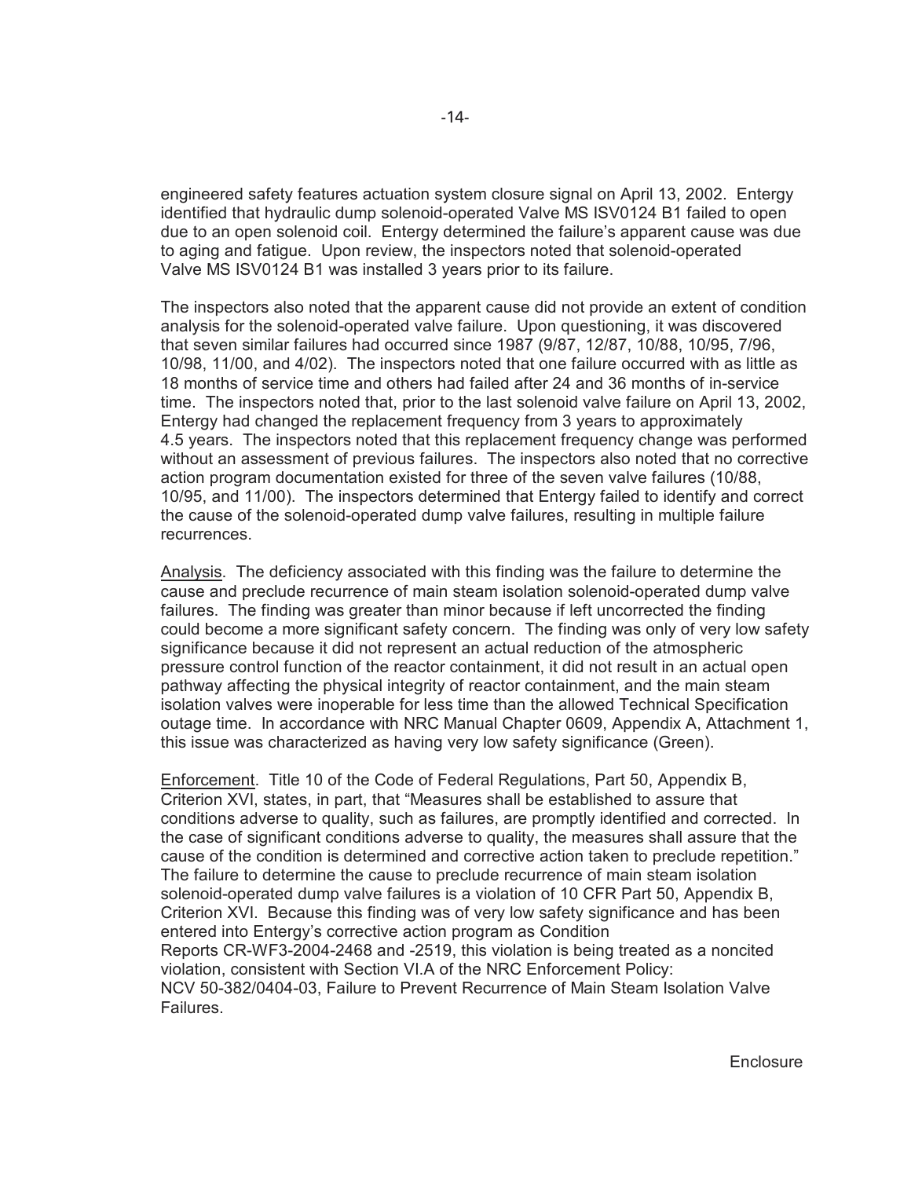engineered safety features actuation system closure signal on April 13, 2002. Entergy identified that hydraulic dump solenoid-operated Valve MS ISV0124 B1 failed to open due to an open solenoid coil. Entergy determined the failure's apparent cause was due to aging and fatigue. Upon review, the inspectors noted that solenoid-operated Valve MS ISV0124 B1 was installed 3 years prior to its failure.

The inspectors also noted that the apparent cause did not provide an extent of condition analysis for the solenoid-operated valve failure. Upon questioning, it was discovered that seven similar failures had occurred since 1987 (9/87, 12/87, 10/88, 10/95, 7/96, 10/98, 11/00, and 4/02). The inspectors noted that one failure occurred with as little as 18 months of service time and others had failed after 24 and 36 months of in-service time. The inspectors noted that, prior to the last solenoid valve failure on April 13, 2002, Entergy had changed the replacement frequency from 3 years to approximately 4.5 years. The inspectors noted that this replacement frequency change was performed without an assessment of previous failures. The inspectors also noted that no corrective action program documentation existed for three of the seven valve failures (10/88, 10/95, and 11/00). The inspectors determined that Entergy failed to identify and correct the cause of the solenoid-operated dump valve failures, resulting in multiple failure recurrences.

Analysis. The deficiency associated with this finding was the failure to determine the cause and preclude recurrence of main steam isolation solenoid-operated dump valve failures. The finding was greater than minor because if left uncorrected the finding could become a more significant safety concern. The finding was only of very low safety significance because it did not represent an actual reduction of the atmospheric pressure control function of the reactor containment, it did not result in an actual open pathway affecting the physical integrity of reactor containment, and the main steam isolation valves were inoperable for less time than the allowed Technical Specification outage time. In accordance with NRC Manual Chapter 0609, Appendix A, Attachment 1, this issue was characterized as having very low safety significance (Green).

Enforcement. Title 10 of the Code of Federal Regulations, Part 50, Appendix B, Criterion XVI, states, in part, that "Measures shall be established to assure that conditions adverse to quality, such as failures, are promptly identified and corrected. In the case of significant conditions adverse to quality, the measures shall assure that the cause of the condition is determined and corrective action taken to preclude repetition." The failure to determine the cause to preclude recurrence of main steam isolation solenoid-operated dump valve failures is a violation of 10 CFR Part 50, Appendix B, Criterion XVI. Because this finding was of very low safety significance and has been entered into Entergy's corrective action program as Condition Reports CR-WF3-2004-2468 and -2519, this violation is being treated as a noncited violation, consistent with Section VI.A of the NRC Enforcement Policy: NCV 50-382/0404-03, Failure to Prevent Recurrence of Main Steam Isolation Valve Failures.

Enclosure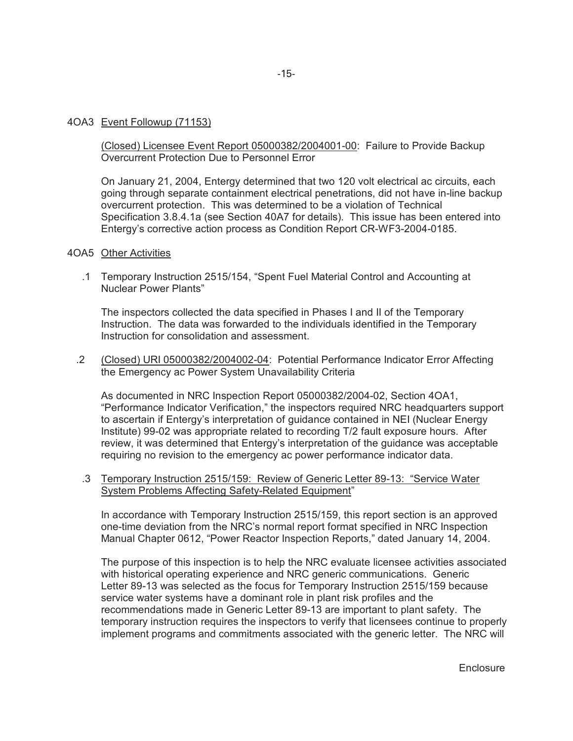## 4OA3 Event Followup (71153)

(Closed) Licensee Event Report 05000382/2004001-00: Failure to Provide Backup Overcurrent Protection Due to Personnel Error

On January 21, 2004, Entergy determined that two 120 volt electrical ac circuits, each going through separate containment electrical penetrations, did not have in-line backup overcurrent protection. This was determined to be a violation of Technical Specification 3.8.4.1a (see Section 40A7 for details). This issue has been entered into Entergy's corrective action process as Condition Report CR-WF3-2004-0185.

## 4OA5 Other Activities

.1 Temporary Instruction 2515/154, "Spent Fuel Material Control and Accounting at Nuclear Power Plants"

The inspectors collected the data specified in Phases I and II of the Temporary Instruction. The data was forwarded to the individuals identified in the Temporary Instruction for consolidation and assessment.

.2 (Closed) URI 05000382/2004002-04: Potential Performance Indicator Error Affecting the Emergency ac Power System Unavailability Criteria

As documented in NRC Inspection Report 05000382/2004-02, Section 4OA1, "Performance Indicator Verification," the inspectors required NRC headquarters support to ascertain if Entergy's interpretation of guidance contained in NEI (Nuclear Energy Institute) 99-02 was appropriate related to recording T/2 fault exposure hours. After review, it was determined that Entergy's interpretation of the guidance was acceptable requiring no revision to the emergency ac power performance indicator data.

.3 Temporary Instruction 2515/159: Review of Generic Letter 89-13: "Service Water System Problems Affecting Safety-Related Equipment"

In accordance with Temporary Instruction 2515/159, this report section is an approved one-time deviation from the NRC's normal report format specified in NRC Inspection Manual Chapter 0612, "Power Reactor Inspection Reports," dated January 14, 2004.

The purpose of this inspection is to help the NRC evaluate licensee activities associated with historical operating experience and NRC generic communications. Generic Letter 89-13 was selected as the focus for Temporary Instruction 2515/159 because service water systems have a dominant role in plant risk profiles and the recommendations made in Generic Letter 89-13 are important to plant safety. The temporary instruction requires the inspectors to verify that licensees continue to properly implement programs and commitments associated with the generic letter. The NRC will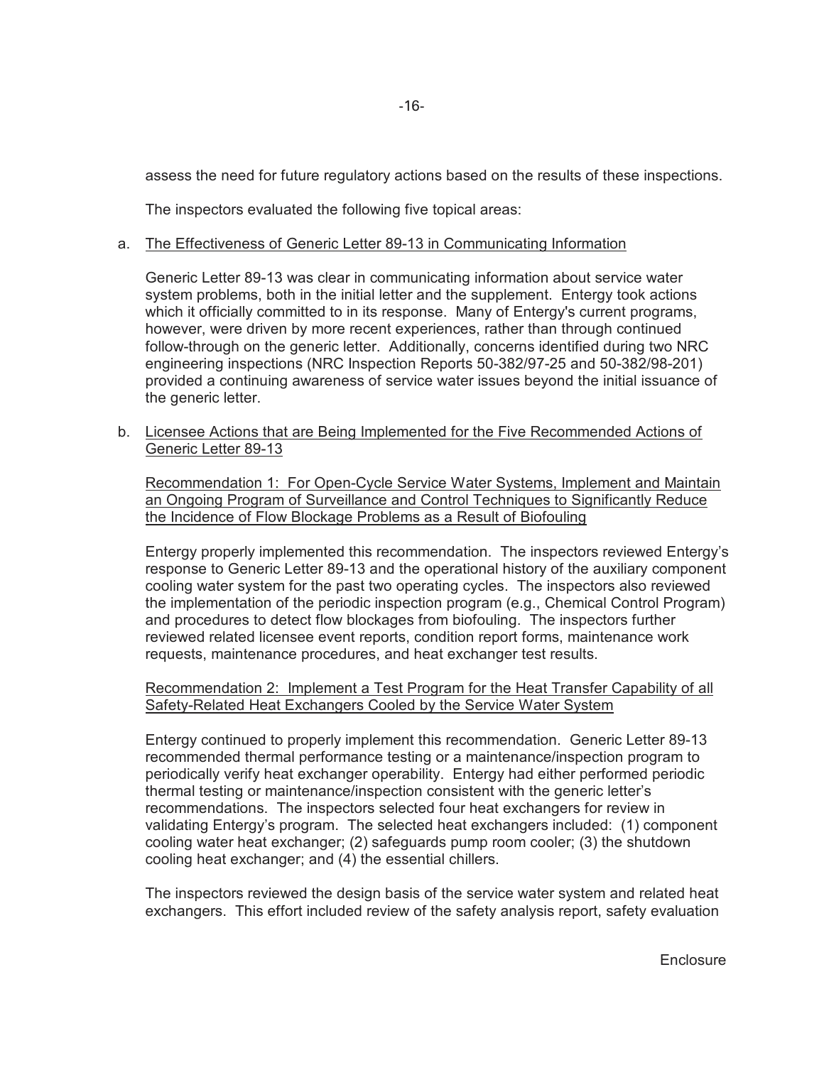assess the need for future regulatory actions based on the results of these inspections.

The inspectors evaluated the following five topical areas:

a. <u>The Effectiveness of Generic Letter 89-13 in Communicating Information</u>

Generic Letter 89-13 was clear in communicating information about service water system problems, both in the initial letter and the supplement. Entergy took actions which it officially committed to in its response. Many of Entergy's current programs, however, were driven by more recent experiences, rather than through continued follow-through on the generic letter. Additionally, concerns identified during two NRC engineering inspections (NRC Inspection Reports 50-382/97-25 and 50-382/98-201) provided a continuing awareness of service water issues beyond the initial issuance of the generic letter.

b. <u>Licensee Actions that are Being Implemented for the Five Recommended Actions of Generic Letter 89-13</u>

<u>Recommendation 1: For Open-Cycle Service Water Systems, Implement and Maintain an Ongoing Program of Surveillance and Control Techniques to Significantly Reduce the Incidence of Flow Blockage Problems as a Result of Biofouling</u>

Entergy properly implemented this recommendation. The inspectors reviewed Entergy's response to Generic Letter 89-13 and the operational history of the auxiliary component cooling water system for the past two operating cycles. The inspectors also reviewed the implementation of the periodic inspection program (e.g., Chemical Control Program) and procedures to detect flow blockages from biofouling. The inspectors further reviewed related licensee event reports, condition report forms, maintenance work requests, maintenance procedures, and heat exchanger test results.

<u>Recommendation 2: Implement a Test Program for the Heat Transfer Capability of all Safety-Related Heat Exchangers Cooled by the Service Water System</u>

Entergy continued to properly implement this recommendation. Generic Letter 89-13 recommended thermal performance testing or a maintenance/inspection program to periodically verify heat exchanger operability. Entergy had either performed periodic thermal testing or maintenance/inspection consistent with the generic letter's recommendations. The inspectors selected four heat exchangers for review in validating Entergy's program. The selected heat exchangers included: (1) component cooling water heat exchanger; (2) safeguards pump room cooler; (3) the shutdown cooling heat exchanger; and (4) the essential chillers.

The inspectors reviewed the design basis of the service water system and related heat exchangers. This effort included review of the safety analysis report, safety evaluation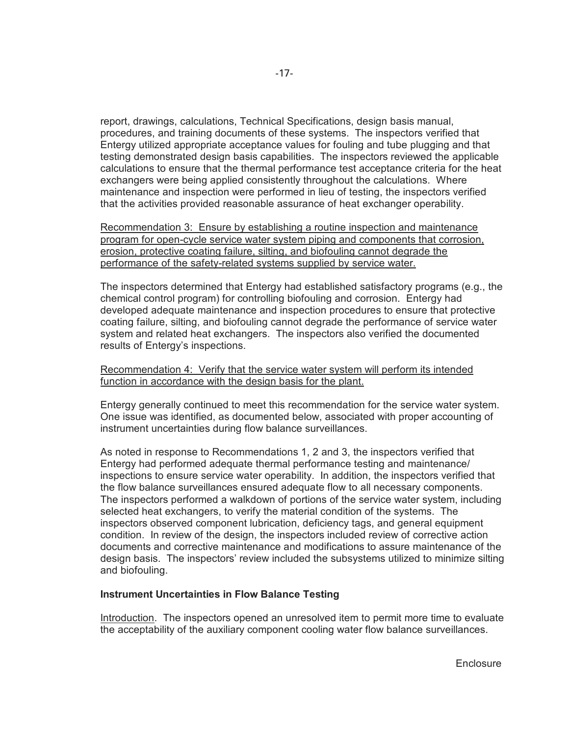report, drawings, calculations, Technical Specifications, design basis manual, procedures, and training documents of these systems. The inspectors verified that Entergy utilized appropriate acceptance values for fouling and tube plugging and that testing demonstrated design basis capabilities. The inspectors reviewed the applicable calculations to ensure that the thermal performance test acceptance criteria for the heat exchangers were being applied consistently throughout the calculations. Where maintenance and inspection were performed in lieu of testing, the inspectors verified that the activities provided reasonable assurance of heat exchanger operability.

Recommendation 3: Ensure by establishing a routine inspection and maintenance program for open-cycle service water system piping and components that corrosion, erosion, protective coating failure, silting, and biofouling cannot degrade the performance of the safety-related systems supplied by service water.

The inspectors determined that Entergy had established satisfactory programs (e.g., the chemical control program) for controlling biofouling and corrosion. Entergy had developed adequate maintenance and inspection procedures to ensure that protective coating failure, silting, and biofouling cannot degrade the performance of service water system and related heat exchangers. The inspectors also verified the documented results of Entergy's inspections.

Recommendation 4: Verify that the service water system will perform its intended function in accordance with the design basis for the plant.

Entergy generally continued to meet this recommendation for the service water system. One issue was identified, as documented below, associated with proper accounting of instrument uncertainties during flow balance surveillances.

As noted in response to Recommendations 1, 2 and 3, the inspectors verified that Entergy had performed adequate thermal performance testing and maintenance/ inspections to ensure service water operability. In addition, the inspectors verified that the flow balance surveillances ensured adequate flow to all necessary components. The inspectors performed a walkdown of portions of the service water system, including selected heat exchangers, to verify the material condition of the systems. The inspectors observed component lubrication, deficiency tags, and general equipment condition. In review of the design, the inspectors included review of corrective action documents and corrective maintenance and modifications to assure maintenance of the design basis. The inspectors' review included the subsystems utilized to minimize silting and biofouling.

**Instrument Uncertainties in Flow Balance Testing**

Introduction. The inspectors opened an unresolved item to permit more time to evaluate the acceptability of the auxiliary component cooling water flow balance surveillances.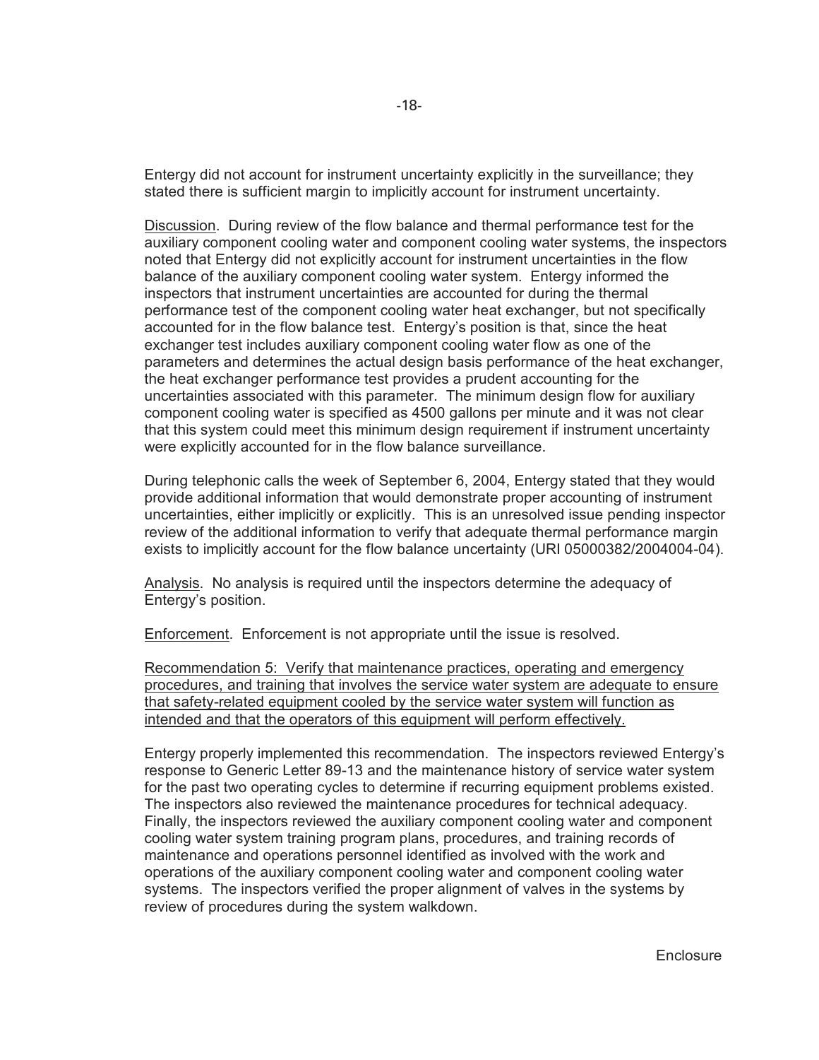Entergy did not account for instrument uncertainty explicitly in the surveillance; they stated there is sufficient margin to implicitly account for instrument uncertainty.

Discussion. During review of the flow balance and thermal performance test for the auxiliary component cooling water and component cooling water systems, the inspectors noted that Entergy did not explicitly account for instrument uncertainties in the flow balance of the auxiliary component cooling water system. Entergy informed the inspectors that instrument uncertainties are accounted for during the thermal performance test of the component cooling water heat exchanger, but not specifically accounted for in the flow balance test. Entergy's position is that, since the heat exchanger test includes auxiliary component cooling water flow as one of the parameters and determines the actual design basis performance of the heat exchanger, the heat exchanger performance test provides a prudent accounting for the uncertainties associated with this parameter. The minimum design flow for auxiliary component cooling water is specified as 4500 gallons per minute and it was not clear that this system could meet this minimum design requirement if instrument uncertainty were explicitly accounted for in the flow balance surveillance.

During telephonic calls the week of September 6, 2004, Entergy stated that they would provide additional information that would demonstrate proper accounting of instrument uncertainties, either implicitly or explicitly. This is an unresolved issue pending inspector review of the additional information to verify that adequate thermal performance margin exists to implicitly account for the flow balance uncertainty (URI 05000382/2004004-04).

Analysis. No analysis is required until the inspectors determine the adequacy of Entergy's position.

Enforcement. Enforcement is not appropriate until the issue is resolved.

Recommendation 5: Verify that maintenance practices, operating and emergency procedures, and training that involves the service water system are adequate to ensure that safety-related equipment cooled by the service water system will function as intended and that the operators of this equipment will perform effectively.

Entergy properly implemented this recommendation. The inspectors reviewed Entergy's response to Generic Letter 89-13 and the maintenance history of service water system for the past two operating cycles to determine if recurring equipment problems existed. The inspectors also reviewed the maintenance procedures for technical adequacy. Finally, the inspectors reviewed the auxiliary component cooling water and component cooling water system training program plans, procedures, and training records of maintenance and operations personnel identified as involved with the work and operations of the auxiliary component cooling water and component cooling water systems. The inspectors verified the proper alignment of valves in the systems by review of procedures during the system walkdown.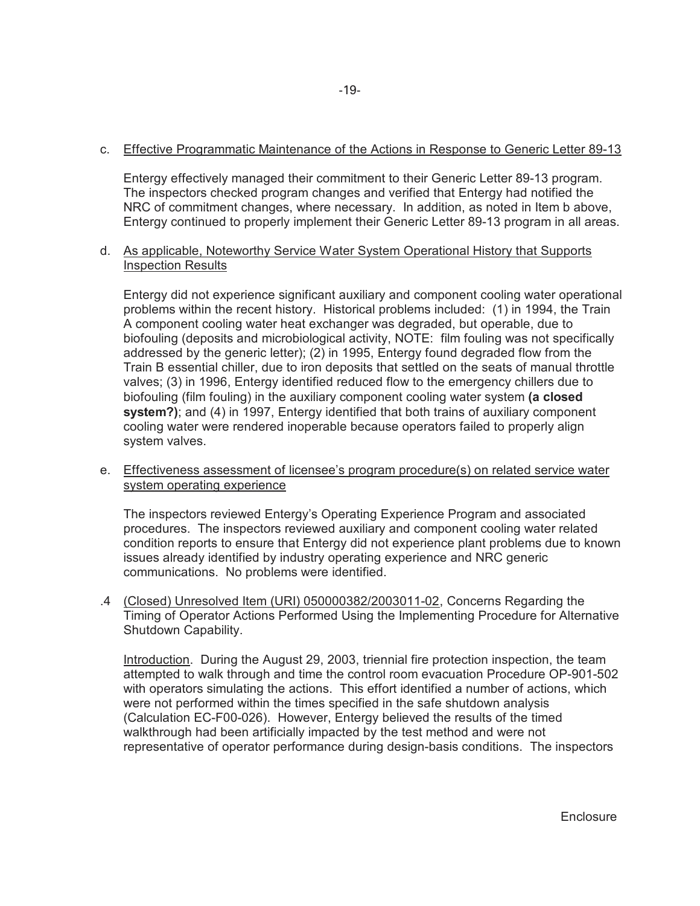c. Effective Programmatic Maintenance of the Actions in Response to Generic Letter 89-13

Entergy effectively managed their commitment to their Generic Letter 89-13 program. The inspectors checked program changes and verified that Entergy had notified the NRC of commitment changes, where necessary. In addition, as noted in Item b above, Entergy continued to properly implement their Generic Letter 89-13 program in all areas.

d. As applicable, Noteworthy Service Water System Operational History that Supports Inspection Results

Entergy did not experience significant auxiliary and component cooling water operational problems within the recent history. Historical problems included: (1) in 1994, the Train A component cooling water heat exchanger was degraded, but operable, due to biofouling (deposits and microbiological activity, NOTE: film fouling was not specifically addressed by the generic letter); (2) in 1995, Entergy found degraded flow from the Train B essential chiller, due to iron deposits that settled on the seats of manual throttle valves; (3) in 1996, Entergy identified reduced flow to the emergency chillers due to biofouling (film fouling) in the auxiliary component cooling water system **(a closed system?)**; and (4) in 1997, Entergy identified that both trains of auxiliary component cooling water were rendered inoperable because operators failed to properly align system valves.

e. Effectiveness assessment of licensee's program procedure(s) on related service water system operating experience

The inspectors reviewed Entergy's Operating Experience Program and associated procedures. The inspectors reviewed auxiliary and component cooling water related condition reports to ensure that Entergy did not experience plant problems due to known issues already identified by industry operating experience and NRC generic communications. No problems were identified.

.4 (Closed) Unresolved Item (URI) 050000382/2003011-02, Concerns Regarding the Timing of Operator Actions Performed Using the Implementing Procedure for Alternative Shutdown Capability.

Introduction. During the August 29, 2003, triennial fire protection inspection, the team attempted to walk through and time the control room evacuation Procedure OP-901-502 with operators simulating the actions. This effort identified a number of actions, which were not performed within the times specified in the safe shutdown analysis (Calculation EC-F00-026). However, Entergy believed the results of the timed walkthrough had been artificially impacted by the test method and were not representative of operator performance during design-basis conditions. The inspectors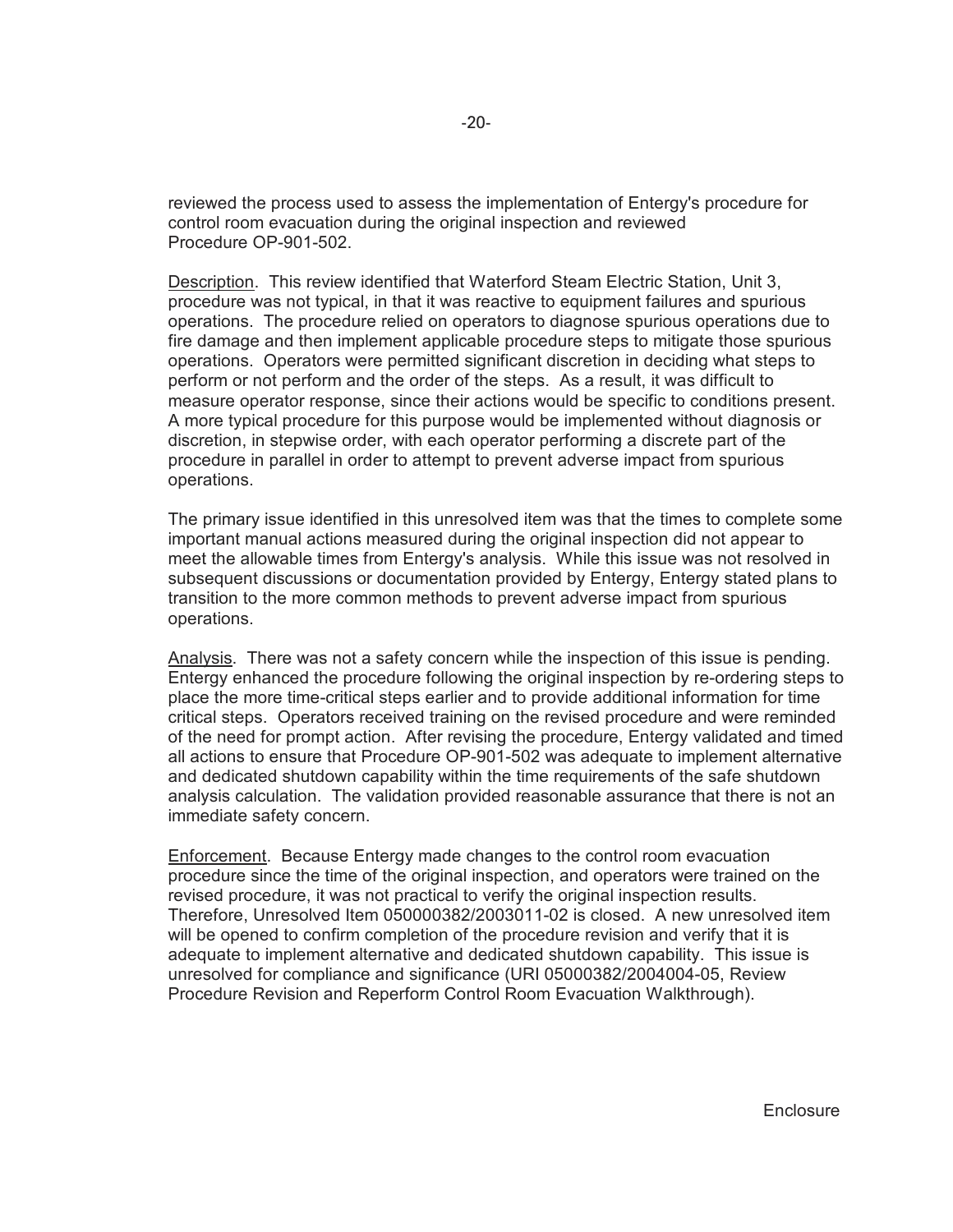reviewed the process used to assess the implementation of Entergy's procedure for control room evacuation during the original inspection and reviewed Procedure OP-901-502.

Description. This review identified that Waterford Steam Electric Station, Unit 3, procedure was not typical, in that it was reactive to equipment failures and spurious operations. The procedure relied on operators to diagnose spurious operations due to fire damage and then implement applicable procedure steps to mitigate those spurious operations. Operators were permitted significant discretion in deciding what steps to perform or not perform and the order of the steps. As a result, it was difficult to measure operator response, since their actions would be specific to conditions present. A more typical procedure for this purpose would be implemented without diagnosis or discretion, in stepwise order, with each operator performing a discrete part of the procedure in parallel in order to attempt to prevent adverse impact from spurious operations.

The primary issue identified in this unresolved item was that the times to complete some important manual actions measured during the original inspection did not appear to meet the allowable times from Entergy's analysis. While this issue was not resolved in subsequent discussions or documentation provided by Entergy, Entergy stated plans to transition to the more common methods to prevent adverse impact from spurious operations.

Analysis. There was not a safety concern while the inspection of this issue is pending. Entergy enhanced the procedure following the original inspection by re-ordering steps to place the more time-critical steps earlier and to provide additional information for time critical steps. Operators received training on the revised procedure and were reminded of the need for prompt action. After revising the procedure, Entergy validated and timed all actions to ensure that Procedure OP-901-502 was adequate to implement alternative and dedicated shutdown capability within the time requirements of the safe shutdown analysis calculation. The validation provided reasonable assurance that there is not an immediate safety concern.

Enforcement. Because Entergy made changes to the control room evacuation procedure since the time of the original inspection, and operators were trained on the revised procedure, it was not practical to verify the original inspection results. Therefore, Unresolved Item 050000382/2003011-02 is closed. A new unresolved item will be opened to confirm completion of the procedure revision and verify that it is adequate to implement alternative and dedicated shutdown capability. This issue is unresolved for compliance and significance (URI 05000382/2004004-05, Review Procedure Revision and Reperform Control Room Evacuation Walkthrough).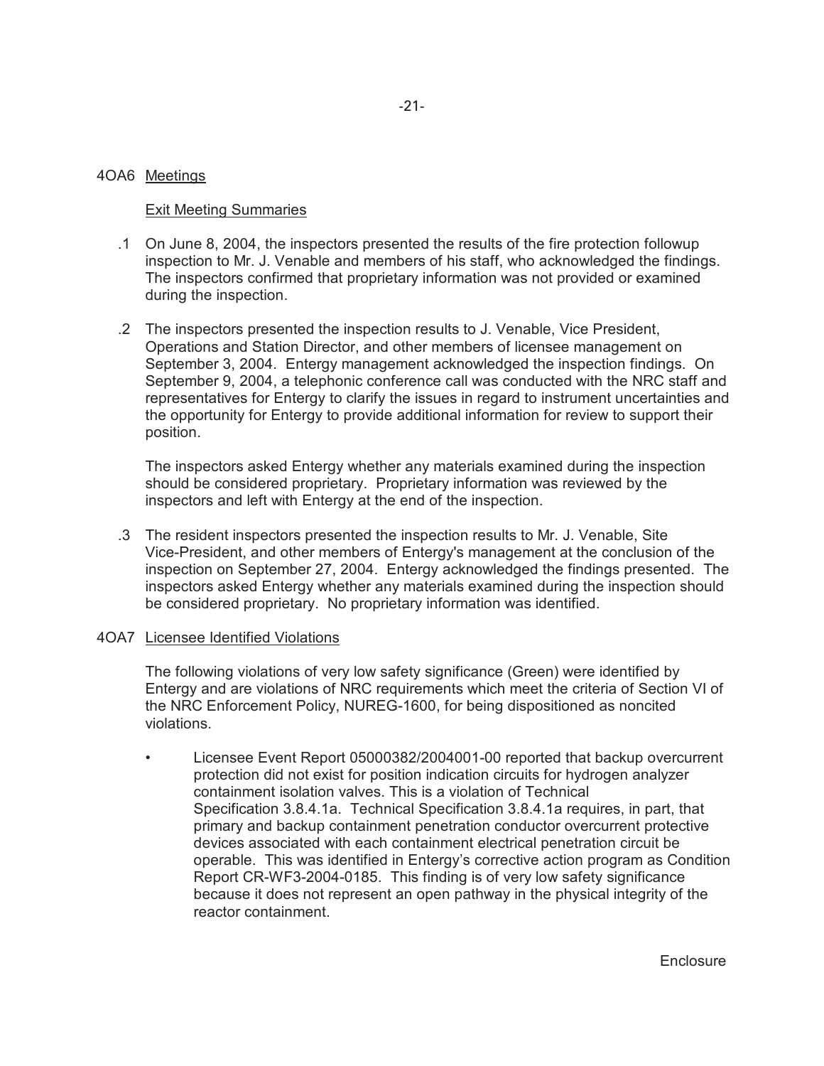## 4OA6 Meetings

Exit Meeting Summaries

.1 On June 8, 2004, the inspectors presented the results of the fire protection followup inspection to Mr. J. Venable and members of his staff, who acknowledged the findings. The inspectors confirmed that proprietary information was not provided or examined during the inspection.

.2 The inspectors presented the inspection results to J. Venable, Vice President, Operations and Station Director, and other members of licensee management on September 3, 2004. Entergy management acknowledged the inspection findings. On September 9, 2004, a telephonic conference call was conducted with the NRC staff and representatives for Entergy to clarify the issues in regard to instrument uncertainties and the opportunity for Entergy to provide additional information for review to support their position.

The inspectors asked Entergy whether any materials examined during the inspection should be considered proprietary. Proprietary information was reviewed by the inspectors and left with Entergy at the end of the inspection.

.3 The resident inspectors presented the inspection results to Mr. J. Venable, Site Vice-President, and other members of Entergy's management at the conclusion of the inspection on September 27, 2004. Entergy acknowledged the findings presented. The inspectors asked Entergy whether any materials examined during the inspection should be considered proprietary. No proprietary information was identified.

## 4OA7 Licensee Identified Violations

The following violations of very low safety significance (Green) were identified by Entergy and are violations of NRC requirements which meet the criteria of Section VI of the NRC Enforcement Policy, NUREG-1600, for being dispositioned as noncited violations.

- Licensee Event Report 05000382/2004001-00 reported that backup overcurrent protection did not exist for position indication circuits for hydrogen analyzer containment isolation valves. This is a violation of Technical Specification 3.8.4.1a. Technical Specification 3.8.4.1a requires, in part, that primary and backup containment penetration conductor overcurrent protective devices associated with each containment electrical penetration circuit be operable. This was identified in Entergy's corrective action program as Condition Report CR-WF3-2004-0185. This finding is of very low safety significance because it does not represent an open pathway in the physical integrity of the reactor containment.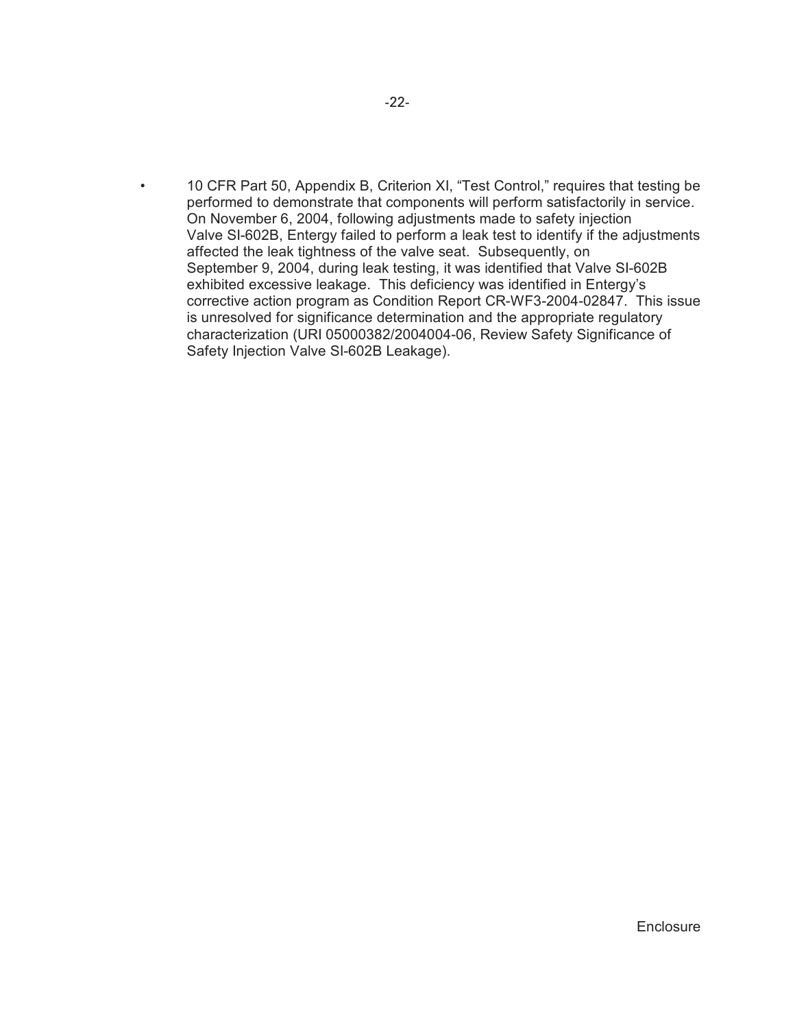- 10 CFR Part 50, Appendix B, Criterion XI, "Test Control," requires that testing be performed to demonstrate that components will perform satisfactorily in service. On November 6, 2004, following adjustments made to safety injection Valve SI-602B, Entergy failed to perform a leak test to identify if the adjustments affected the leak tightness of the valve seat. Subsequently, on September 9, 2004, during leak testing, it was identified that Valve SI-602B exhibited excessive leakage. This deficiency was identified in Entergy's corrective action program as Condition Report CR-WF3-2004-02847. This issue is unresolved for significance determination and the appropriate regulatory characterization (URI 05000382/2004004-06, Review Safety Significance of Safety Injection Valve SI-602B Leakage).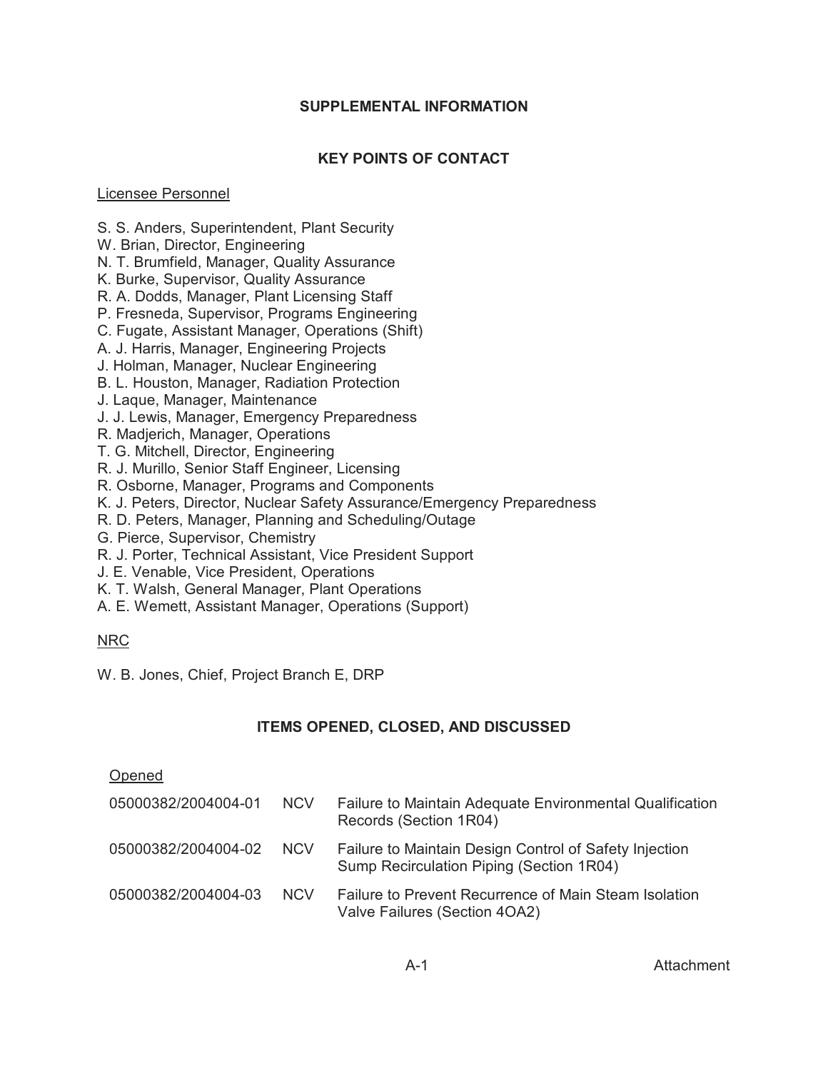## SUPPLEMENTAL INFORMATION

## KEY POINTS OF CONTACT

Licensee Personnel

S. S. Anders, Superintendent, Plant Security
W. Brian, Director, Engineering
N. T. Brumfield, Manager, Quality Assurance
K. Burke, Supervisor, Quality Assurance
R. A. Dodds, Manager, Plant Licensing Staff
P. Fresneda, Supervisor, Programs Engineering
C. Fugate, Assistant Manager, Operations (Shift)
A. J. Harris, Manager, Engineering Projects
J. Holman, Manager, Nuclear Engineering
B. L. Houston, Manager, Radiation Protection
J. Laque, Manager, Maintenance
J. J. Lewis, Manager, Emergency Preparedness
R. Madjerich, Manager, Operations
T. G. Mitchell, Director, Engineering
R. J. Murillo, Senior Staff Engineer, Licensing
R. Osborne, Manager, Programs and Components
K. J. Peters, Director, Nuclear Safety Assurance/Emergency Preparedness
R. D. Peters, Manager, Planning and Scheduling/Outage
G. Pierce, Supervisor, Chemistry
R. J. Porter, Technical Assistant, Vice President Support
J. E. Venable, Vice President, Operations
K. T. Walsh, General Manager, Plant Operations
A. E. Wemett, Assistant Manager, Operations (Support)

NRC

W. B. Jones, Chief, Project Branch E, DRP

## ITEMS OPENED, CLOSED, AND DISCUSSED

Opened

| | | |
|---|---|---|
| 05000382/2004004-01 | NCV | Failure to Maintain Adequate Environmental Qualification Records (Section 1R04) |
| 05000382/2004004-02 | NCV | Failure to Maintain Design Control of Safety Injection Sump Recirculation Piping (Section 1R04) |
| 05000382/2004004-03 | NCV | Failure to Prevent Recurrence of Main Steam Isolation Valve Failures (Section 4OA2) |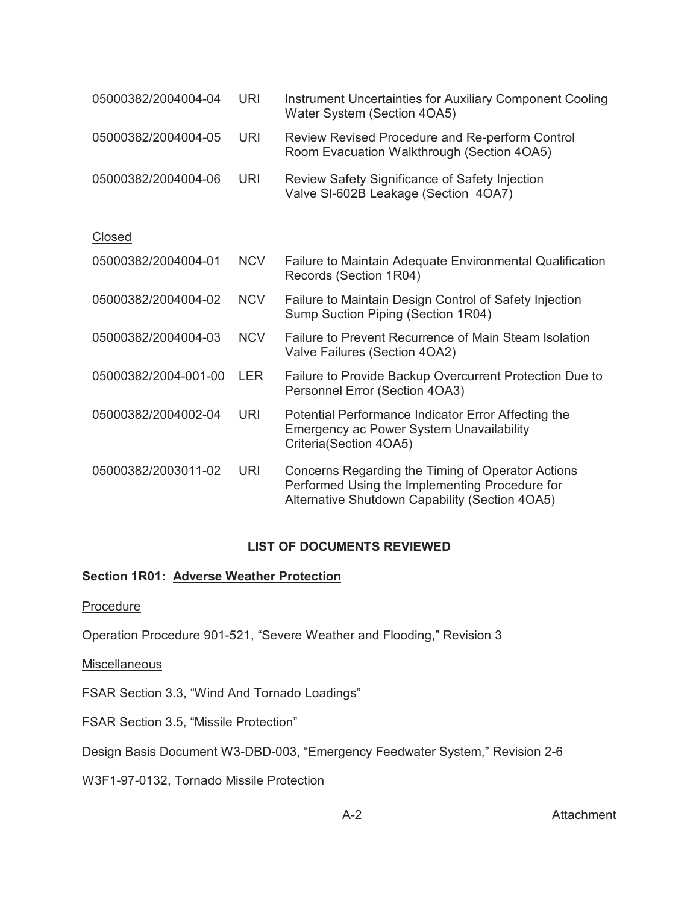| | | |
|---|---|---|
| 05000382/2004004-04 | URI | Instrument Uncertainties for Auxiliary Component Cooling Water System (Section 4OA5) |
| 05000382/2004004-05 | URI | Review Revised Procedure and Re-perform Control Room Evacuation Walkthrough (Section 4OA5) |
| 05000382/2004004-06 | URI | Review Safety Significance of Safety Injection Valve SI-602B Leakage (Section 4OA7) |

Closed

| | | |
|---|---|---|
| 05000382/2004004-01 | NCV | Failure to Maintain Adequate Environmental Qualification Records (Section 1R04) |
| 05000382/2004004-02 | NCV | Failure to Maintain Design Control of Safety Injection Sump Suction Piping (Section 1R04) |
| 05000382/2004004-03 | NCV | Failure to Prevent Recurrence of Main Steam Isolation Valve Failures (Section 4OA2) |
| 05000382/2004-001-00 | LER | Failure to Provide Backup Overcurrent Protection Due to Personnel Error (Section 4OA3) |
| 05000382/2004002-04 | URI | Potential Performance Indicator Error Affecting the Emergency ac Power System Unavailability Criteria(Section 4OA5) |
| 05000382/2003011-02 | URI | Concerns Regarding the Timing of Operator Actions Performed Using the Implementing Procedure for Alternative Shutdown Capability (Section 4OA5) |

## LIST OF DOCUMENTS REVIEWED

### Section 1R01: Adverse Weather Protection

Procedure

Operation Procedure 901-521, "Severe Weather and Flooding," Revision 3

Miscellaneous

FSAR Section 3.3, "Wind And Tornado Loadings"

FSAR Section 3.5, "Missile Protection"

Design Basis Document W3-DBD-003, "Emergency Feedwater System," Revision 2-6

W3F1-97-0132, Tornado Missile Protection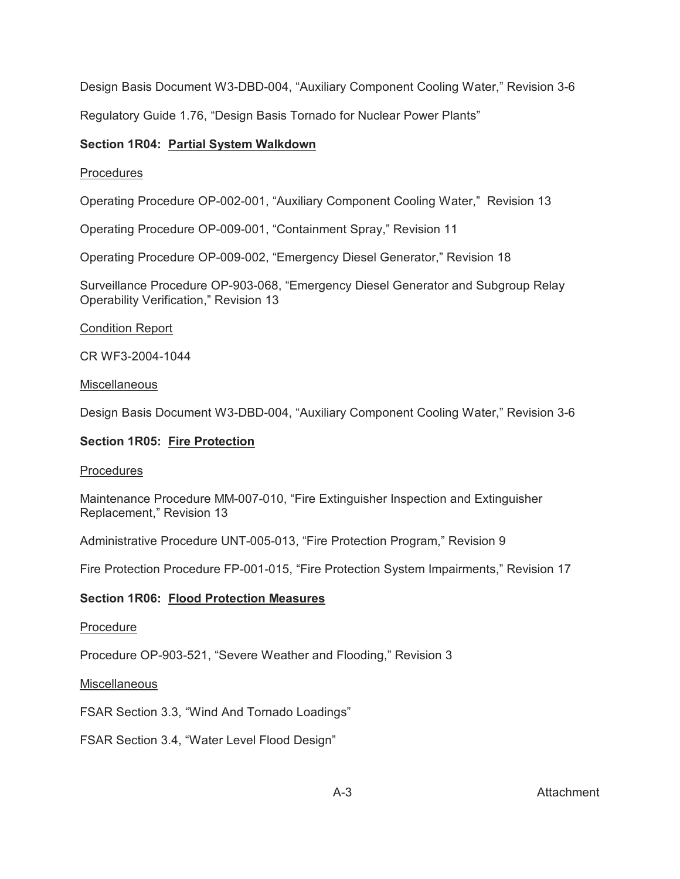Design Basis Document W3-DBD-004, “Auxiliary Component Cooling Water,” Revision 3-6

Regulatory Guide 1.76, “Design Basis Tornado for Nuclear Power Plants”

**Section 1R04: Partial System Walkdown**

Procedures

Operating Procedure OP-002-001, “Auxiliary Component Cooling Water,” Revision 13

Operating Procedure OP-009-001, “Containment Spray,” Revision 11

Operating Procedure OP-009-002, “Emergency Diesel Generator,” Revision 18

Surveillance Procedure OP-903-068, “Emergency Diesel Generator and Subgroup Relay Operability Verification,” Revision 13

Condition Report

CR WF3-2004-1044

Miscellaneous

Design Basis Document W3-DBD-004, “Auxiliary Component Cooling Water,” Revision 3-6

**Section 1R05: Fire Protection**

Procedures

Maintenance Procedure MM-007-010, “Fire Extinguisher Inspection and Extinguisher Replacement,” Revision 13

Administrative Procedure UNT-005-013, “Fire Protection Program,” Revision 9

Fire Protection Procedure FP-001-015, “Fire Protection System Impairments,” Revision 17

**Section 1R06: Flood Protection Measures**

Procedure

Procedure OP-903-521, “Severe Weather and Flooding,” Revision 3

Miscellaneous

FSAR Section 3.3, “Wind And Tornado Loadings”

FSAR Section 3.4, “Water Level Flood Design”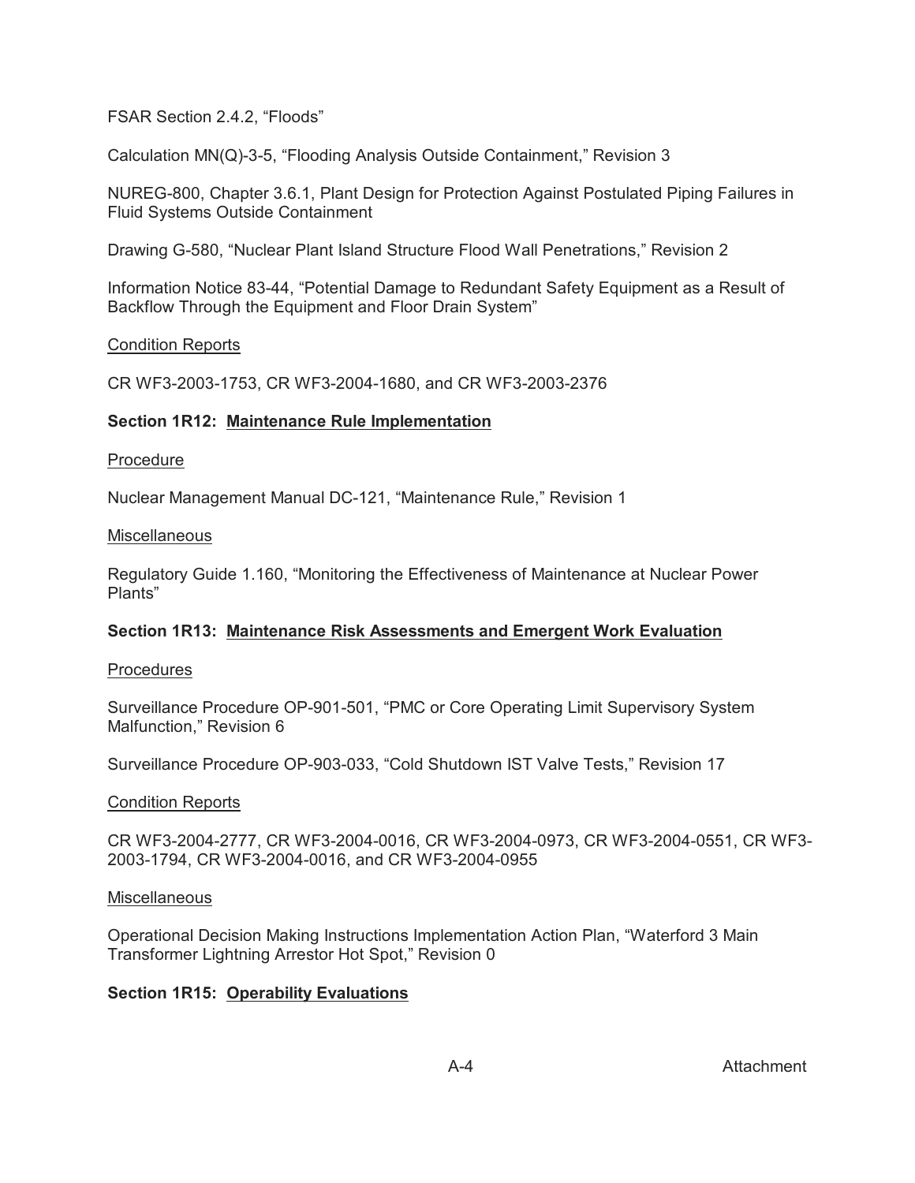FSAR Section 2.4.2, “Floods”

Calculation MN(Q)-3-5, “Flooding Analysis Outside Containment,” Revision 3

NUREG-800, Chapter 3.6.1, Plant Design for Protection Against Postulated Piping Failures in Fluid Systems Outside Containment

Drawing G-580, “Nuclear Plant Island Structure Flood Wall Penetrations,” Revision 2

Information Notice 83-44, “Potential Damage to Redundant Safety Equipment as a Result of Backflow Through the Equipment and Floor Drain System”

<u>Condition Reports</u>

CR WF3-2003-1753, CR WF3-2004-1680, and CR WF3-2003-2376

**Section 1R12: <u>Maintenance Rule Implementation</u>**

<u>Procedure</u>

Nuclear Management Manual DC-121, “Maintenance Rule,” Revision 1

<u>Miscellaneous</u>

Regulatory Guide 1.160, “Monitoring the Effectiveness of Maintenance at Nuclear Power Plants”

**Section 1R13: <u>Maintenance Risk Assessments and Emergent Work Evaluation</u>**

<u>Procedures</u>

Surveillance Procedure OP-901-501, “PMC or Core Operating Limit Supervisory System Malfunction,” Revision 6

Surveillance Procedure OP-903-033, “Cold Shutdown IST Valve Tests,” Revision 17

<u>Condition Reports</u>

CR WF3-2004-2777, CR WF3-2004-0016, CR WF3-2004-0973, CR WF3-2004-0551, CR WF3-2003-1794, CR WF3-2004-0016, and CR WF3-2004-0955

<u>Miscellaneous</u>

Operational Decision Making Instructions Implementation Action Plan, “Waterford 3 Main Transformer Lightning Arrestor Hot Spot,” Revision 0

**Section 1R15: <u>Operability Evaluations</u>**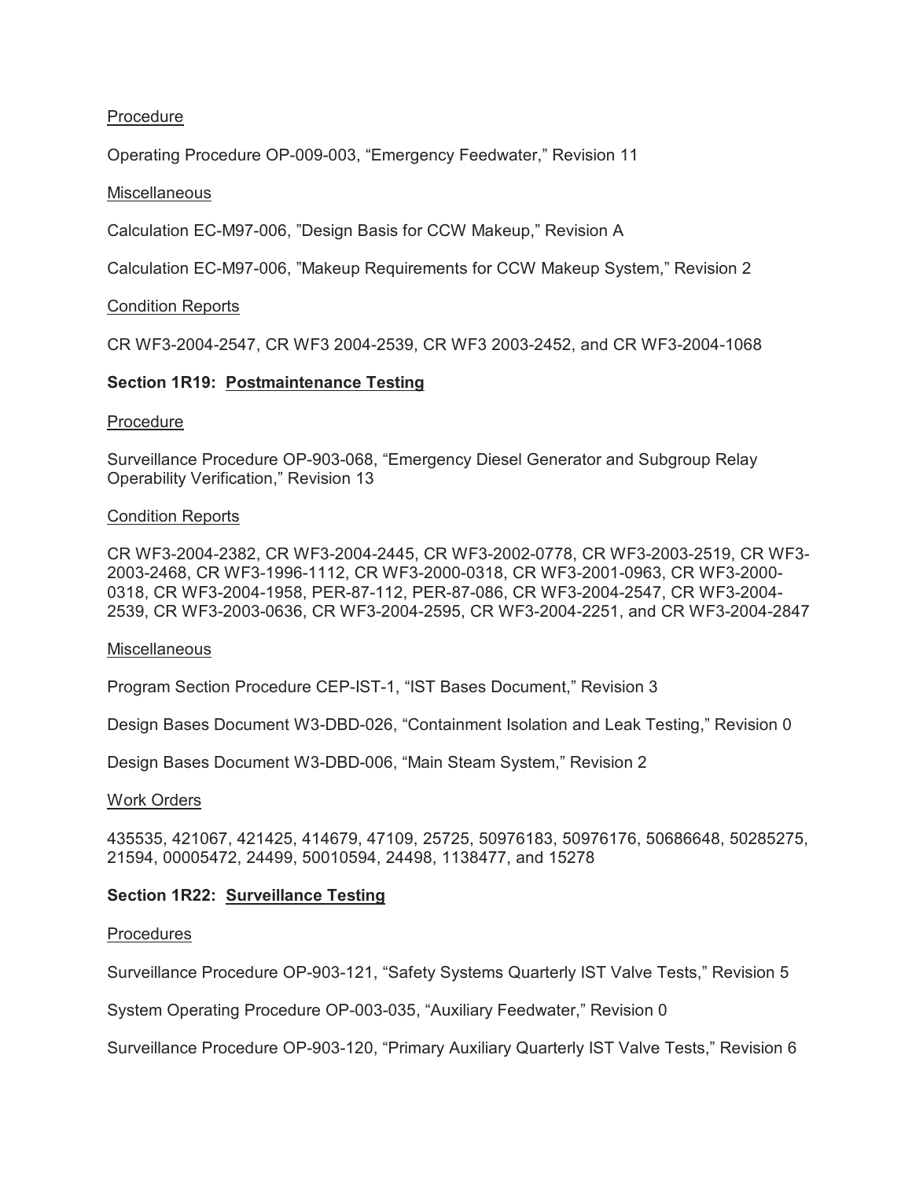Procedure

Operating Procedure OP-009-003, "Emergency Feedwater," Revision 11

Miscellaneous

Calculation EC-M97-006, "Design Basis for CCW Makeup," Revision A

Calculation EC-M97-006, "Makeup Requirements for CCW Makeup System," Revision 2

Condition Reports

CR WF3-2004-2547, CR WF3 2004-2539, CR WF3 2003-2452, and CR WF3-2004-1068

**Section 1R19: Postmaintenance Testing**

Procedure

Surveillance Procedure OP-903-068, "Emergency Diesel Generator and Subgroup Relay Operability Verification," Revision 13

Condition Reports

CR WF3-2004-2382, CR WF3-2004-2445, CR WF3-2002-0778, CR WF3-2003-2519, CR WF3-2003-2468, CR WF3-1996-1112, CR WF3-2000-0318, CR WF3-2001-0963, CR WF3-2000-0318, CR WF3-2004-1958, PER-87-112, PER-87-086, CR WF3-2004-2547, CR WF3-2004-2539, CR WF3-2003-0636, CR WF3-2004-2595, CR WF3-2004-2251, and CR WF3-2004-2847

Miscellaneous

Program Section Procedure CEP-IST-1, "IST Bases Document," Revision 3

Design Bases Document W3-DBD-026, "Containment Isolation and Leak Testing," Revision 0

Design Bases Document W3-DBD-006, "Main Steam System," Revision 2

Work Orders

435535, 421067, 421425, 414679, 47109, 25725, 50976183, 50976176, 50686648, 50285275, 21594, 00005472, 24499, 50010594, 24498, 1138477, and 15278

**Section 1R22: Surveillance Testing**

Procedures

Surveillance Procedure OP-903-121, "Safety Systems Quarterly IST Valve Tests," Revision 5

System Operating Procedure OP-003-035, "Auxiliary Feedwater," Revision 0

Surveillance Procedure OP-903-120, "Primary Auxiliary Quarterly IST Valve Tests," Revision 6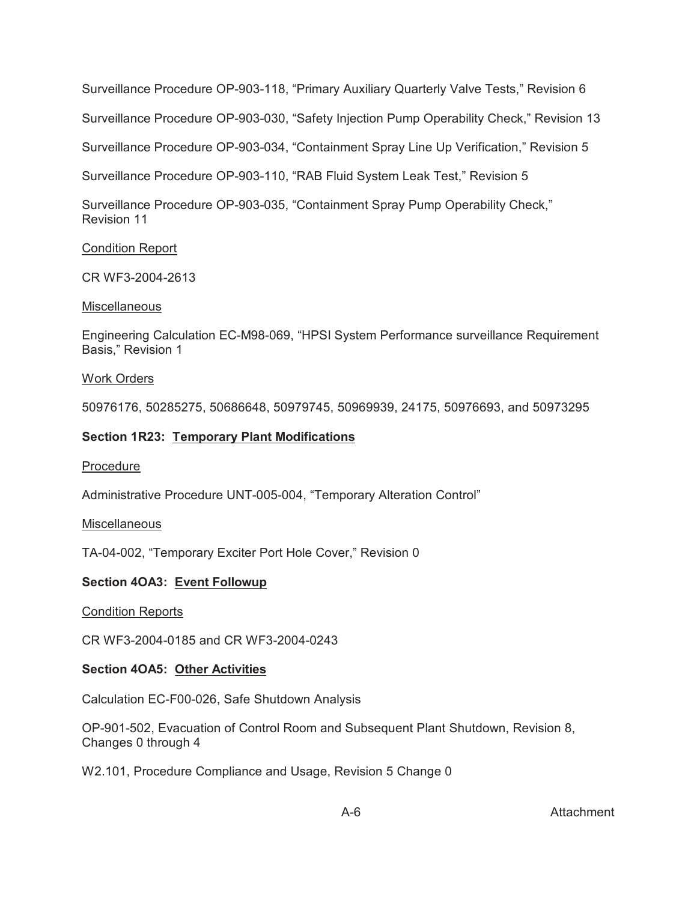Surveillance Procedure OP-903-118, “Primary Auxiliary Quarterly Valve Tests,” Revision 6

Surveillance Procedure OP-903-030, “Safety Injection Pump Operability Check,” Revision 13

Surveillance Procedure OP-903-034, “Containment Spray Line Up Verification,” Revision 5

Surveillance Procedure OP-903-110, “RAB Fluid System Leak Test,” Revision 5

Surveillance Procedure OP-903-035, “Containment Spray Pump Operability Check,” Revision 11

Condition Report

CR WF3-2004-2613

Miscellaneous

Engineering Calculation EC-M98-069, “HPSI System Performance surveillance Requirement Basis,” Revision 1

Work Orders

50976176, 50285275, 50686648, 50979745, 50969939, 24175, 50976693, and 50973295

**Section 1R23: Temporary Plant Modifications**

Procedure

Administrative Procedure UNT-005-004, “Temporary Alteration Control”

Miscellaneous

TA-04-002, “Temporary Exciter Port Hole Cover,” Revision 0

**Section 4OA3: Event Followup**

Condition Reports

CR WF3-2004-0185 and CR WF3-2004-0243

**Section 4OA5: Other Activities**

Calculation EC-F00-026, Safe Shutdown Analysis

OP-901-502, Evacuation of Control Room and Subsequent Plant Shutdown, Revision 8, Changes 0 through 4

W2.101, Procedure Compliance and Usage, Revision 5 Change 0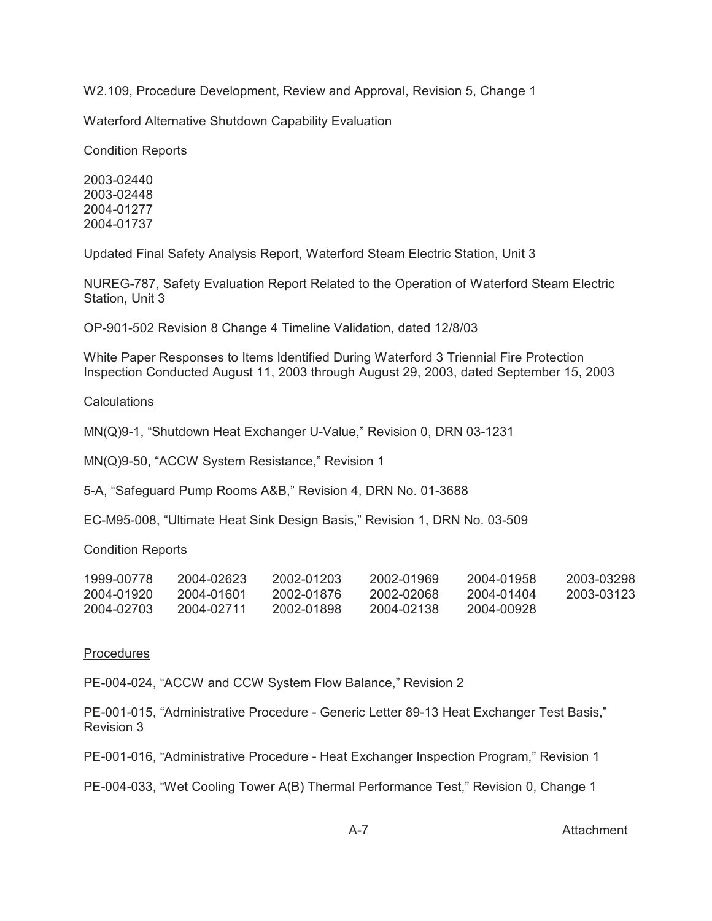W2.109, Procedure Development, Review and Approval, Revision 5, Change 1

Waterford Alternative Shutdown Capability Evaluation

Condition Reports

2003-02440
2003-02448
2004-01277
2004-01737

Updated Final Safety Analysis Report, Waterford Steam Electric Station, Unit 3

NUREG-787, Safety Evaluation Report Related to the Operation of Waterford Steam Electric Station, Unit 3

OP-901-502 Revision 8 Change 4 Timeline Validation, dated 12/8/03

White Paper Responses to Items Identified During Waterford 3 Triennial Fire Protection Inspection Conducted August 11, 2003 through August 29, 2003, dated September 15, 2003

Calculations

MN(Q)9-1, "Shutdown Heat Exchanger U-Value," Revision 0, DRN 03-1231

MN(Q)9-50, "ACCW System Resistance," Revision 1

5-A, "Safeguard Pump Rooms A&B," Revision 4, DRN No. 01-3688

EC-M95-008, "Ultimate Heat Sink Design Basis," Revision 1, DRN No. 03-509

Condition Reports

| | | | | | |
|---|---|---|---|---|---|
| 1999-00778 | 2004-02623 | 2002-01203 | 2002-01969 | 2004-01958 | 2003-03298 |
| 2004-01920 | 2004-01601 | 2002-01876 | 2002-02068 | 2004-01404 | 2003-03123 |
| 2004-02703 | 2004-02711 | 2002-01898 | 2004-02138 | 2004-00928 | |

Procedures

PE-004-024, "ACCW and CCW System Flow Balance," Revision 2

PE-001-015, "Administrative Procedure - Generic Letter 89-13 Heat Exchanger Test Basis," Revision 3

PE-001-016, "Administrative Procedure - Heat Exchanger Inspection Program," Revision 1

PE-004-033, "Wet Cooling Tower A(B) Thermal Performance Test," Revision 0, Change 1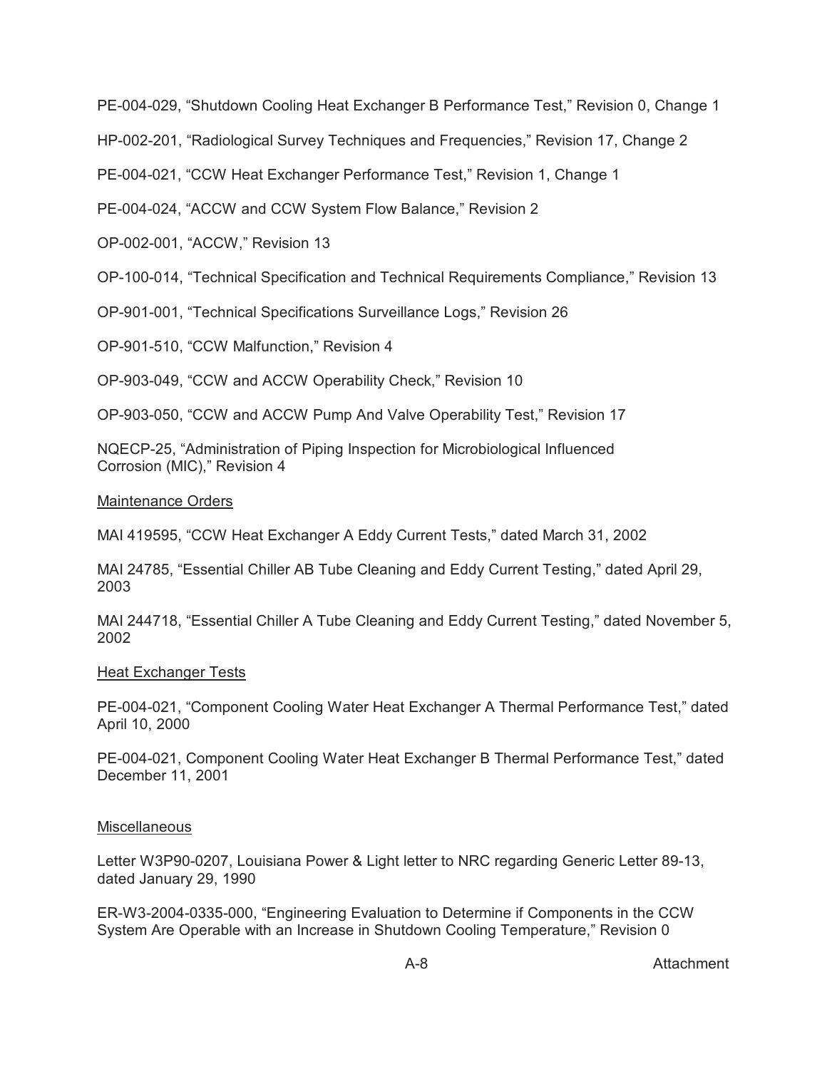PE-004-029, "Shutdown Cooling Heat Exchanger B Performance Test," Revision 0, Change 1

HP-002-201, "Radiological Survey Techniques and Frequencies," Revision 17, Change 2

PE-004-021, "CCW Heat Exchanger Performance Test," Revision 1, Change 1

PE-004-024, "ACCW and CCW System Flow Balance," Revision 2

OP-002-001, "ACCW," Revision 13

OP-100-014, "Technical Specification and Technical Requirements Compliance," Revision 13

OP-901-001, "Technical Specifications Surveillance Logs," Revision 26

OP-901-510, "CCW Malfunction," Revision 4

OP-903-049, "CCW and ACCW Operability Check," Revision 10

OP-903-050, "CCW and ACCW Pump And Valve Operability Test," Revision 17

NQECP-25, "Administration of Piping Inspection for Microbiological Influenced Corrosion (MIC)," Revision 4

Maintenance Orders

MAI 419595, "CCW Heat Exchanger A Eddy Current Tests," dated March 31, 2002

MAI 24785, "Essential Chiller AB Tube Cleaning and Eddy Current Testing," dated April 29, 2003

MAI 244718, "Essential Chiller A Tube Cleaning and Eddy Current Testing," dated November 5, 2002

Heat Exchanger Tests

PE-004-021, "Component Cooling Water Heat Exchanger A Thermal Performance Test," dated April 10, 2000

PE-004-021, Component Cooling Water Heat Exchanger B Thermal Performance Test," dated December 11, 2001

Miscellaneous

Letter W3P90-0207, Louisiana Power & Light letter to NRC regarding Generic Letter 89-13, dated January 29, 1990

ER-W3-2004-0335-000, "Engineering Evaluation to Determine if Components in the CCW System Are Operable with an Increase in Shutdown Cooling Temperature," Revision 0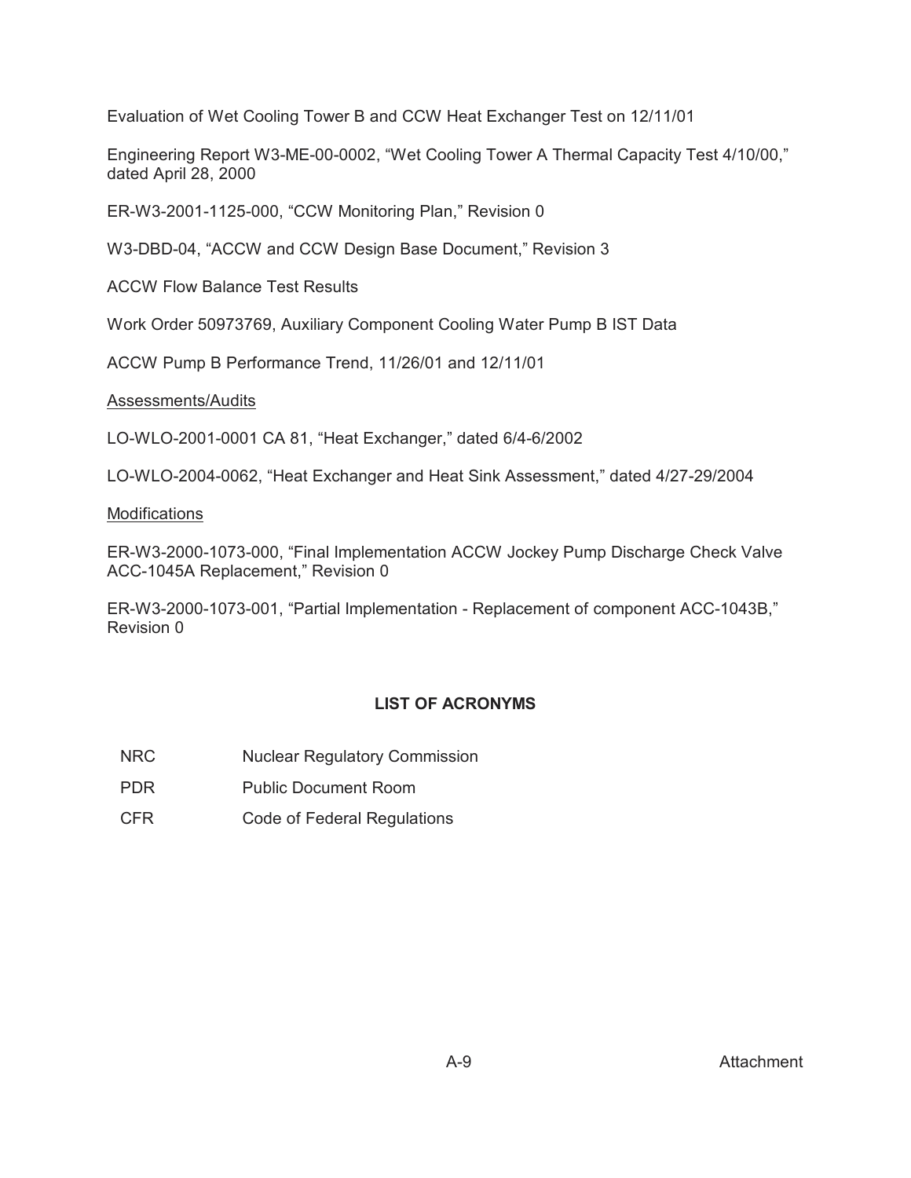Evaluation of Wet Cooling Tower B and CCW Heat Exchanger Test on 12/11/01

Engineering Report W3-ME-00-0002, "Wet Cooling Tower A Thermal Capacity Test 4/10/00," dated April 28, 2000

ER-W3-2001-1125-000, "CCW Monitoring Plan," Revision 0

W3-DBD-04, "ACCW and CCW Design Base Document," Revision 3

ACCW Flow Balance Test Results

Work Order 50973769, Auxiliary Component Cooling Water Pump B IST Data

ACCW Pump B Performance Trend, 11/26/01 and 12/11/01

Assessments/Audits

LO-WLO-2001-0001 CA 81, "Heat Exchanger," dated 6/4-6/2002

LO-WLO-2004-0062, "Heat Exchanger and Heat Sink Assessment," dated 4/27-29/2004

Modifications

ER-W3-2000-1073-000, "Final Implementation ACCW Jockey Pump Discharge Check Valve ACC-1045A Replacement," Revision 0

ER-W3-2000-1073-001, "Partial Implementation - Replacement of component ACC-1043B," Revision 0

## LIST OF ACRONYMS

| | |
|---|---|
| NRC | Nuclear Regulatory Commission |
| PDR | Public Document Room |
| CFR | Code of Federal Regulations |